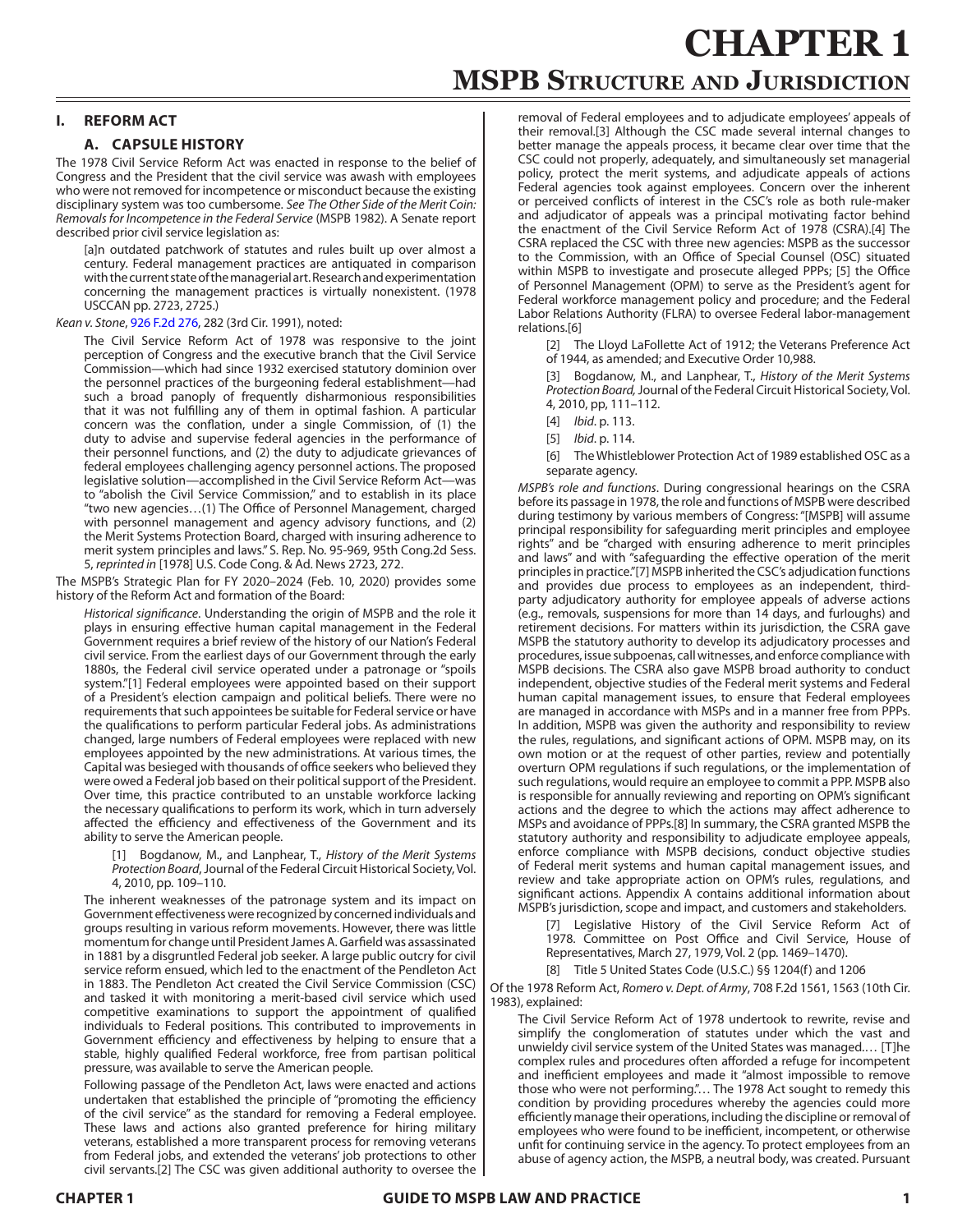# CHAPTER 1

## MSPB Structure and Jurisdiction

### I. REFORM ACT

#### A. CAPSULE HISTORY

The 1978 Civil Service Reform Act was enacted in response to the belief of Congress and the President that the civil service was awash with employees who were not removed for incompetence or misconduct because the existing disciplinary system was too cumbersome. *See The Other Side of the Merit Coin: Removals for Incompetence in the Federal Service* (MSPB 1982). A Senate report described prior civil service legislation as:

> [a]n outdated patchwork of statutes and rules built up over almost a century. Federal management practices are antiquated in comparison with the current state of the managerial art. Research and experimentation concerning the management practices is virtually nonexistent. (1978 USCCAN pp. 2723, 2725.)

*Kean v. Stone*, 926 F.2d 276, 282 (3rd Cir. 1991), noted:

> The Civil Service Reform Act of 1978 was responsive to the joint perception of Congress and the executive branch that the Civil Service Commission—which had since 1932 exercised statutory dominion over the personnel practices of the burgeoning federal establishment—had such a broad panoply of frequently disharmonious responsibilities that it was not fulfilling any of them in optimal fashion. A particular concern was the conflation, under a single Commission, of (1) the duty to advise and supervise federal agencies in the performance of their personnel functions, and (2) the duty to adjudicate grievances of federal employees challenging agency personnel actions. The proposed legislative solution—accomplished in the Civil Service Reform Act—was to "abolish the Civil Service Commission," and to establish in its place "two new agencies…(1) The Office of Personnel Management, charged with personnel management and agency advisory functions, and (2) the Merit Systems Protection Board, charged with insuring adherence to merit system principles and laws." S. Rep. No. 95-969, 95th Cong.2d Sess. 5, *reprinted in* [1978] U.S. Code Cong. & Ad. News 2723, 272.

The MSPB's Strategic Plan for FY 2020–2024 (Feb. 10, 2020) provides some history of the Reform Act and formation of the Board:

> *Historical significance*. Understanding the origin of MSPB and the role it plays in ensuring effective human capital management in the Federal Government requires a brief review of the history of our Nation's Federal civil service. From the earliest days of our Government through the early 1880s, the Federal civil service operated under a patronage or "spoils system."[1] Federal employees were appointed based on their support of a President's election campaign and political beliefs. There were no requirements that such appointees be suitable for Federal service or have the qualifications to perform particular Federal jobs. As administrations changed, large numbers of Federal employees were replaced with new employees appointed by the new administrations. At various times, the Capital was besieged with thousands of office seekers who believed they were owed a Federal job based on their political support of the President. Over time, this practice contributed to an unstable workforce lacking the necessary qualifications to perform its work, which in turn adversely affected the efficiency and effectiveness of the Government and its ability to serve the American people.
>
> > [1] Bogdanow, M., and Lanphear, T., *History of the Merit Systems Protection Board*, Journal of the Federal Circuit Historical Society, Vol. 4, 2010, pp. 109–110.
>
> The inherent weaknesses of the patronage system and its impact on Government effectiveness were recognized by concerned individuals and groups resulting in various reform movements. However, there was little momentum for change until President James A. Garfield was assassinated in 1881 by a disgruntled Federal job seeker. A large public outcry for civil service reform ensued, which led to the enactment of the Pendleton Act in 1883. The Pendleton Act created the Civil Service Commission (CSC) and tasked it with monitoring a merit-based civil service which used competitive examinations to support the appointment of qualified individuals to Federal positions. This contributed to improvements in Government efficiency and effectiveness by helping to ensure that a stable, highly qualified Federal workforce, free from partisan political pressure, was available to serve the American people.
>
> Following passage of the Pendleton Act, laws were enacted and actions undertaken that established the principle of "promoting the efficiency of the civil service" as the standard for removing a Federal employee. These laws and actions also granted preference for hiring military veterans, established a more transparent process for removing veterans from Federal jobs, and extended the veterans' job protections to other civil servants.[2] The CSC was given additional authority to oversee the removal of Federal employees and to adjudicate employees' appeals of their removal.[3] Although the CSC made several internal changes to better manage the appeals process, it became clear over time that the CSC could not properly, adequately, and simultaneously set managerial policy, protect the merit systems, and adjudicate appeals of actions Federal agencies took against employees. Concern over the inherent or perceived conflicts of interest in the CSC's role as both rule-maker and adjudicator of appeals was a principal motivating factor behind the enactment of the Civil Service Reform Act of 1978 (CSRA).[4] The CSRA replaced the CSC with three new agencies: MSPB as the successor to the Commission, with an Office of Special Counsel (OSC) situated within MSPB to investigate and prosecute alleged PPPs; [5] the Office of Personnel Management (OPM) to serve as the President's agent for Federal workforce management policy and procedure; and the Federal Labor Relations Authority (FLRA) to oversee Federal labor-management relations.[6]
>
> > [2] The Lloyd LaFollette Act of 1912; the Veterans Preference Act of 1944, as amended; and Executive Order 10,988.
> >
> > [3] Bogdanow, M., and Lanphear, T., *History of the Merit Systems Protection Board,* Journal of the Federal Circuit Historical Society, Vol. 4, 2010, pp. 111–112.
> >
> > [4] *Ibid*. p. 113.
> >
> > [5] *Ibid*. p. 114.
> >
> > [6] The Whistleblower Protection Act of 1989 established OSC as a separate agency.
>
> *MSPB's role and functions*. During congressional hearings on the CSRA before its passage in 1978, the role and functions of MSPB were described during testimony by various members of Congress: "[MSPB] will assume principal responsibility for safeguarding merit principles and employee rights" and be "charged with ensuring adherence to merit principles and laws" and with "safeguarding the effective operation of the merit principles in practice."[7] MSPB inherited the CSC's adjudication functions and provides due process to employees as an independent, third-party adjudicatory authority for employee appeals of adverse actions (e.g., removals, suspensions for more than 14 days, and furloughs) and retirement decisions. For matters within its jurisdiction, the CSRA gave MSPB the statutory authority to develop its adjudicatory processes and procedures, issue subpoenas, call witnesses, and enforce compliance with MSPB decisions. The CSRA also gave MSPB broad authority to conduct independent, objective studies of the Federal merit systems and Federal human capital management issues, to ensure that Federal employees are managed in accordance with MSPs and in a manner free from PPPs. In addition, MSPB was given the authority and responsibility to review the rules, regulations, and significant actions of OPM. MSPB may, on its own motion or at the request of other parties, review and potentially overturn OPM regulations if such regulations, or the implementation of such regulations, would require an employee to commit a PPP. MSPB also is responsible for annually reviewing and reporting on OPM's significant actions and the degree to which the actions may affect adherence to MSPs and avoidance of PPPs.[8] In summary, the CSRA granted MSPB the statutory authority and responsibility to adjudicate employee appeals, enforce compliance with MSPB decisions, conduct objective studies of Federal merit systems and human capital management issues, and review and take appropriate action on OPM's rules, regulations, and significant actions. Appendix A contains additional information about MSPB's jurisdiction, scope and impact, and customers and stakeholders.
>
> > [7] Legislative History of the Civil Service Reform Act of 1978. Committee on Post Office and Civil Service, House of Representatives, March 27, 1979, Vol. 2 (pp. 1469–1470).
> >
> > [8] Title 5 United States Code (U.S.C.) §§ 1204(f) and 1206

Of the 1978 Reform Act, *Romero v. Dept. of Army*, 708 F.2d 1561, 1563 (10th Cir. 1983), explained:

> The Civil Service Reform Act of 1978 undertook to rewrite, revise and simplify the conglomeration of statutes under which the vast and unwieldy civil service system of the United States was managed.… [T]he complex rules and procedures often afforded a refuge for incompetent and inefficient employees and made it "almost impossible to remove those who were not performing."… The 1978 Act sought to remedy this condition by providing procedures whereby the agencies could more efficiently manage their operations, including the discipline or removal of employees who were found to be inefficient, incompetent, or otherwise unfit for continuing service in the agency. To protect employees from an abuse of agency action, the MSPB, a neutral body, was created. Pursuant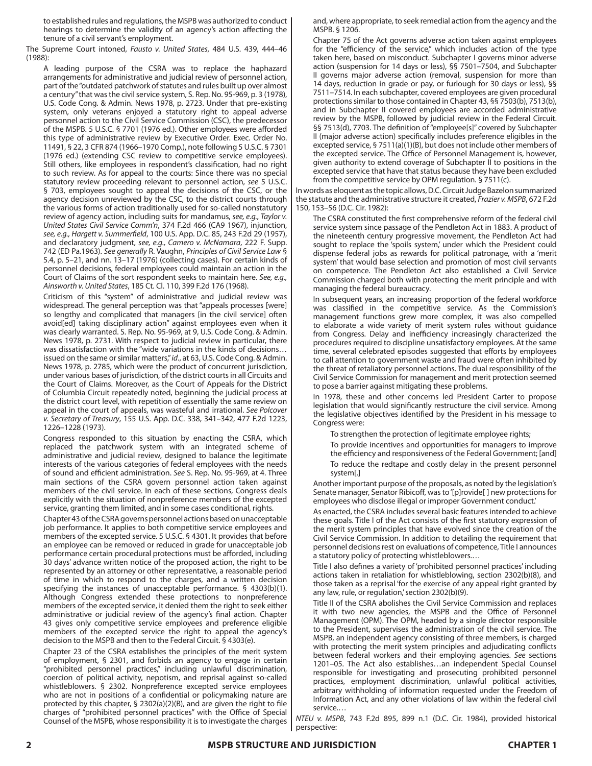to established rules and regulations, the MSPB was authorized to conduct hearings to determine the validity of an agency's action affecting the tenure of a civil servant's employment.

The Supreme Court intoned, *Fausto v. United States*, 484 U.S. 439, 444–46 (1988):

> A leading purpose of the CSRA was to replace the haphazard arrangements for administrative and judicial review of personnel action, part of the "outdated patchwork of statutes and rules built up over almost a century" that was the civil service system, S. Rep. No. 95-969, p. 3 (1978), U.S. Code Cong. & Admin. News 1978, p. 2723. Under that pre-existing system, only veterans enjoyed a statutory right to appeal adverse personnel action to the Civil Service Commission (CSC), the predecessor of the MSPB. 5 U.S.C. § 7701 (1976 ed.). Other employees were afforded this type of administrative review by Executive Order. Exec. Order No. 11491, § 22, 3 CFR 874 (1966–1970 Comp.), note following 5 U.S.C. § 7301 (1976 ed.) (extending CSC review to competitive service employees). Still others, like employees in respondent's classification, had no right to such review. As for appeal to the courts: Since there was no special statutory review proceeding relevant to personnel action, *see* 5 U.S.C. § 703, employees sought to appeal the decisions of the CSC, or the agency decision unreviewed by the CSC, to the district courts through the various forms of action traditionally used for so-called nonstatutory review of agency action, including suits for mandamus, *see, e.g., Taylor v. United States Civil Service Comm'n*, 374 F.2d 466 (CA9 1967), injunction, *see, e.g., Hargett v. Summerfield*, 100 U.S. App. D.C. 85, 243 F.2d 29 (1957), and declaratory judgment, *see, e.g., Camero v. McNamara*, 222 F. Supp. 742 (ED Pa.1963). *See generally* R. Vaughn, *Principles of Civil Service Law* § 5.4, p. 5–21, and nn. 13–17 (1976) (collecting cases). For certain kinds of personnel decisions, federal employees could maintain an action in the Court of Claims of the sort respondent seeks to maintain here. *See, e.g., Ainsworth v. United States*, 185 Ct. Cl. 110, 399 F.2d 176 (1968).
>
> Criticism of this "system" of administrative and judicial review was widespread. The general perception was that "appeals processes [were] so lengthy and complicated that managers [in the civil service] often avoid[ed] taking disciplinary action" against employees even when it was clearly warranted. S. Rep. No. 95-969, at 9, U.S. Code Cong. & Admin. News 1978, p. 2731. With respect to judicial review in particular, there was dissatisfaction with the "wide variations in the kinds of decisions… issued on the same or similar matters," *id.*, at 63, U.S. Code Cong. & Admin. News 1978, p. 2785, which were the product of concurrent jurisdiction, under various bases of jurisdiction, of the district courts in all Circuits and the Court of Claims. Moreover, as the Court of Appeals for the District of Columbia Circuit repeatedly noted, beginning the judicial process at the district court level, with repetition of essentially the same review on appeal in the court of appeals, was wasteful and irrational. *See Polcover v. Secretary of Treasury*, 155 U.S. App. D.C. 338, 341–342, 477 F.2d 1223, 1226–1228 (1973).
>
> Congress responded to this situation by enacting the CSRA, which replaced the patchwork system with an integrated scheme of administrative and judicial review, designed to balance the legitimate interests of the various categories of federal employees with the needs of sound and efficient administration. *See* S. Rep. No. 95-969, at 4. Three main sections of the CSRA govern personnel action taken against members of the civil service. In each of these sections, Congress deals explicitly with the situation of nonpreference members of the excepted service, granting them limited, and in some cases conditional, rights.
>
> Chapter 43 of the CSRA governs personnel actions based on unacceptable job performance. It applies to both competitive service employees and members of the excepted service. 5 U.S.C. § 4301. It provides that before an employee can be removed or reduced in grade for unacceptable job performance certain procedural protections must be afforded, including 30 days' advance written notice of the proposed action, the right to be represented by an attorney or other representative, a reasonable period of time in which to respond to the charges, and a written decision specifying the instances of unacceptable performance. § 4303(b)(1). Although Congress extended these protections to nonpreference members of the excepted service, it denied them the right to seek either administrative or judicial review of the agency's final action. Chapter 43 gives only competitive service employees and preference eligible members of the excepted service the right to appeal the agency's decision to the MSPB and then to the Federal Circuit. § 4303(e).
>
> Chapter 23 of the CSRA establishes the principles of the merit system of employment, § 2301, and forbids an agency to engage in certain "prohibited personnel practices," including unlawful discrimination, coercion of political activity, nepotism, and reprisal against so-called whistleblowers. § 2302. Nonpreference excepted service employees who are not in positions of a confidential or policymaking nature are protected by this chapter, § 2302(a)(2)(B), and are given the right to file charges of "prohibited personnel practices" with the Office of Special Counsel of the MSPB, whose responsibility it is to investigate the charges and, where appropriate, to seek remedial action from the agency and the MSPB. § 1206.
>
> Chapter 75 of the Act governs adverse action taken against employees for the "efficiency of the service," which includes action of the type taken here, based on misconduct. Subchapter I governs minor adverse action (suspension for 14 days or less), §§ 7501–7504, and Subchapter II governs major adverse action (removal, suspension for more than 14 days, reduction in grade or pay, or furlough for 30 days or less), §§ 7511–7514. In each subchapter, covered employees are given procedural protections similar to those contained in Chapter 43, §§ 7503(b), 7513(b), and in Subchapter II covered employees are accorded administrative review by the MSPB, followed by judicial review in the Federal Circuit. §§ 7513(d), 7703. The definition of "employee[s]" covered by Subchapter II (major adverse action) specifically includes preference eligibles in the excepted service, § 7511(a)(1)(B), but does not include other members of the excepted service. The Office of Personnel Management is, however, given authority to extend coverage of Subchapter II to positions in the excepted service that have that status because they have been excluded from the competitive service by OPM regulation. § 7511(c).

In words as eloquent as the topic allows, D.C. Circuit Judge Bazelon summarized the statute and the administrative structure it created, *Frazier v. MSPB*, 672 F.2d 150, 153–56 (D.C. Cir. 1982):

> The CSRA constituted the first comprehensive reform of the federal civil service system since passage of the Pendleton Act in 1883. A product of the nineteenth century progressive movement, the Pendleton Act had sought to replace the 'spoils system,' under which the President could dispense federal jobs as rewards for political patronage, with a 'merit system' that would base selection and promotion of most civil servants on competence. The Pendleton Act also established a Civil Service Commission charged both with protecting the merit principle and with managing the federal bureaucracy.
>
> In subsequent years, an increasing proportion of the federal workforce was classified in the competitive service. As the Commission's management functions grew more complex, it was also compelled to elaborate a wide variety of merit system rules without guidance from Congress. Delay and inefficiency increasingly characterized the procedures required to discipline unsatisfactory employees. At the same time, several celebrated episodes suggested that efforts by employees to call attention to government waste and fraud were often inhibited by the threat of retaliatory personnel actions. The dual responsibility of the Civil Service Commission for management and merit protection seemed to pose a barrier against mitigating these problems.
>
> In 1978, these and other concerns led President Carter to propose legislation that would significantly restructure the civil service. Among the legislative objectives identified by the President in his message to Congress were:
>
> > To strengthen the protection of legitimate employee rights;
> >
> > To provide incentives and opportunities for managers to improve the efficiency and responsiveness of the Federal Government; [and]
> >
> > To reduce the redtape and costly delay in the present personnel system[.]
>
> Another important purpose of the proposals, as noted by the legislation's Senate manager, Senator Ribicoff, was to '[p]rovide[ ] new protections for employees who disclose illegal or improper Government conduct.'
>
> As enacted, the CSRA includes several basic features intended to achieve these goals. Title I of the Act consists of the first statutory expression of the merit system principles that have evolved since the creation of the Civil Service Commission. In addition to detailing the requirement that personnel decisions rest on evaluations of competence, Title I announces a statutory policy of protecting whistleblowers.…
>
> Title I also defines a variety of 'prohibited personnel practices' including actions taken in retaliation for whistleblowing, section 2302(b)(8), and those taken as a reprisal 'for the exercise of any appeal right granted by any law, rule, or regulation,' section 2302(b)(9).
>
> Title II of the CSRA abolishes the Civil Service Commission and replaces it with two new agencies, the MSPB and the Office of Personnel Management (OPM). The OPM, headed by a single director responsible to the President, supervises the administration of the civil service. The MSPB, an independent agency consisting of three members, is charged with protecting the merit system principles and adjudicating conflicts between federal workers and their employing agencies. *See* sections 1201–05. The Act also establishes…an independent Special Counsel responsible for investigating and prosecuting prohibited personnel practices, employment discrimination, unlawful political activities, arbitrary withholding of information requested under the Freedom of Information Act, and any other violations of law within the federal civil service.…

*NTEU v. MSPB*, 743 F.2d 895, 899 n.1 (D.C. Cir. 1984), provided historical perspective: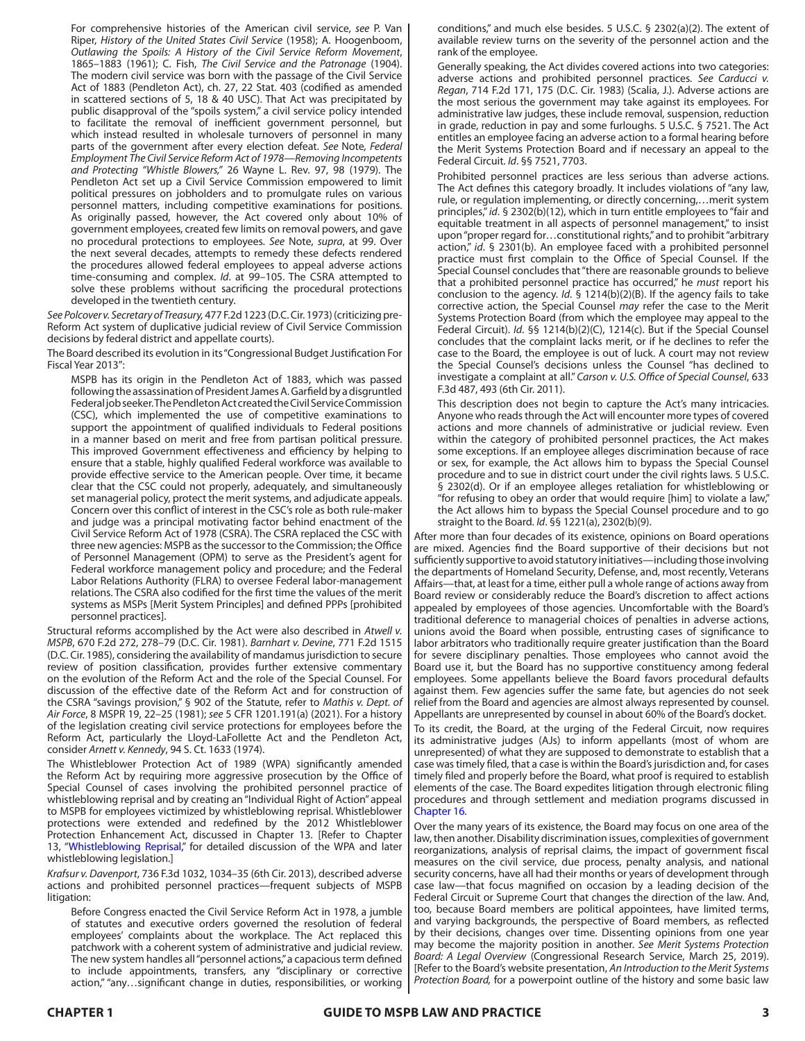> For comprehensive histories of the American civil service, *see* P. Van Riper, *History of the United States Civil Service* (1958); A. Hoogenboom, *Outlawing the Spoils: A History of the Civil Service Reform Movement*, 1865–1883 (1961); C. Fish, *The Civil Service and the Patronage* (1904). The modern civil service was born with the passage of the Civil Service Act of 1883 (Pendleton Act), ch. 27, 22 Stat. 403 (codified as amended in scattered sections of 5, 18 & 40 USC). That Act was precipitated by public disapproval of the "spoils system," a civil service policy intended to facilitate the removal of inefficient government personnel, but which instead resulted in wholesale turnovers of personnel in many parts of the government after every election defeat. *See* Note, *Federal Employment The Civil Service Reform Act of 1978—Removing Incompetents and Protecting "Whistle Blowers,"* 26 Wayne L. Rev. 97, 98 (1979). The Pendleton Act set up a Civil Service Commission empowered to limit political pressures on jobholders and to promulgate rules on various personnel matters, including competitive examinations for positions. As originally passed, however, the Act covered only about 10% of government employees, created few limits on removal powers, and gave no procedural protections to employees. *See* Note, *supra*, at 99. Over the next several decades, attempts to remedy these defects rendered the procedures allowed federal employees to appeal adverse actions time-consuming and complex. *Id*. at 99–105. The CSRA attempted to solve these problems without sacrificing the procedural protections developed in the twentieth century.

*See Polcover v. Secretary of Treasury*, 477 F.2d 1223 (D.C. Cir. 1973) (criticizing pre-Reform Act system of duplicative judicial review of Civil Service Commission decisions by federal district and appellate courts).

The Board described its evolution in its "Congressional Budget Justification For Fiscal Year 2013":

> MSPB has its origin in the Pendleton Act of 1883, which was passed following the assassination of President James A. Garfield by a disgruntled Federal job seeker. The Pendleton Act created the Civil Service Commission (CSC), which implemented the use of competitive examinations to support the appointment of qualified individuals to Federal positions in a manner based on merit and free from partisan political pressure. This improved Government effectiveness and efficiency by helping to ensure that a stable, highly qualified Federal workforce was available to provide effective service to the American people. Over time, it became clear that the CSC could not properly, adequately, and simultaneously set managerial policy, protect the merit systems, and adjudicate appeals. Concern over this conflict of interest in the CSC's role as both rule-maker and judge was a principal motivating factor behind enactment of the Civil Service Reform Act of 1978 (CSRA). The CSRA replaced the CSC with three new agencies: MSPB as the successor to the Commission; the Office of Personnel Management (OPM) to serve as the President's agent for Federal workforce management policy and procedure; and the Federal Labor Relations Authority (FLRA) to oversee Federal labor-management relations. The CSRA also codified for the first time the values of the merit systems as MSPs [Merit System Principles] and defined PPPs [prohibited personnel practices].

Structural reforms accomplished by the Act were also described in *Atwell v. MSPB*, 670 F.2d 272, 278–79 (D.C. Cir. 1981). *Barnhart v. Devine*, 771 F.2d 1515 (D.C. Cir. 1985), considering the availability of mandamus jurisdiction to secure review of position classification, provides further extensive commentary on the evolution of the Reform Act and the role of the Special Counsel. For discussion of the effective date of the Reform Act and for construction of the CSRA "savings provision," § 902 of the Statute, refer to *Mathis v. Dept. of Air Force*, 8 MSPR 19, 22–25 (1981); *see* 5 CFR 1201.191(a) (2021). For a history of the legislation creating civil service protections for employees before the Reform Act, particularly the Lloyd-LaFollette Act and the Pendleton Act, consider *Arnett v. Kennedy*, 94 S. Ct. 1633 (1974).

The Whistleblower Protection Act of 1989 (WPA) significantly amended the Reform Act by requiring more aggressive prosecution by the Office of Special Counsel of cases involving the prohibited personnel practice of whistleblowing reprisal and by creating an "Individual Right of Action" appeal to MSPB for employees victimized by whistleblowing reprisal. Whistleblower protections were extended and redefined by the 2012 Whistleblower Protection Enhancement Act, discussed in Chapter 13. [Refer to Chapter 13, "Whistleblowing Reprisal," for detailed discussion of the WPA and later whistleblowing legislation.]

*Krafsur v. Davenport*, 736 F.3d 1032, 1034–35 (6th Cir. 2013), described adverse actions and prohibited personnel practices—frequent subjects of MSPB litigation:

> Before Congress enacted the Civil Service Reform Act in 1978, a jumble of statutes and executive orders governed the resolution of federal employees' complaints about the workplace. The Act replaced this patchwork with a coherent system of administrative and judicial review. The new system handles all "personnel actions," a capacious term defined to include appointments, transfers, any "disciplinary or corrective action," "any…significant change in duties, responsibilities, or working conditions," and much else besides. 5 U.S.C. § 2302(a)(2). The extent of available review turns on the severity of the personnel action and the rank of the employee.
>
> Generally speaking, the Act divides covered actions into two categories: adverse actions and prohibited personnel practices. *See Carducci v. Regan*, 714 F.2d 171, 175 (D.C. Cir. 1983) (Scalia, J.). Adverse actions are the most serious the government may take against its employees. For administrative law judges, these include removal, suspension, reduction in grade, reduction in pay and some furloughs. 5 U.S.C. § 7521. The Act entitles an employee facing an adverse action to a formal hearing before the Merit Systems Protection Board and if necessary an appeal to the Federal Circuit. *Id*. §§ 7521, 7703.
>
> Prohibited personnel practices are less serious than adverse actions. The Act defines this category broadly. It includes violations of "any law, rule, or regulation implementing, or directly concerning,…merit system principles," *id*. § 2302(b)(12), which in turn entitle employees to "fair and equitable treatment in all aspects of personnel management," to insist upon "proper regard for…constitutional rights," and to prohibit "arbitrary action," *id*. § 2301(b). An employee faced with a prohibited personnel practice must first complain to the Office of Special Counsel. If the Special Counsel concludes that "there are reasonable grounds to believe that a prohibited personnel practice has occurred," he *must* report his conclusion to the agency. *Id*. § 1214(b)(2)(B). If the agency fails to take corrective action, the Special Counsel *may* refer the case to the Merit Systems Protection Board (from which the employee may appeal to the Federal Circuit). *Id*. §§ 1214(b)(2)(C), 1214(c). But if the Special Counsel concludes that the complaint lacks merit, or if he declines to refer the case to the Board, the employee is out of luck. A court may not review the Special Counsel's decisions unless the Counsel "has declined to investigate a complaint at all." *Carson v. U.S. Office of Special Counsel*, 633 F.3d 487, 493 (6th Cir. 2011).
>
> This description does not begin to capture the Act's many intricacies. Anyone who reads through the Act will encounter more types of covered actions and more channels of administrative or judicial review. Even within the category of prohibited personnel practices, the Act makes some exceptions. If an employee alleges discrimination because of race or sex, for example, the Act allows him to bypass the Special Counsel procedure and to sue in district court under the civil rights laws. 5 U.S.C. § 2302(d). Or if an employee alleges retaliation for whistleblowing or "for refusing to obey an order that would require [him] to violate a law," the Act allows him to bypass the Special Counsel procedure and to go straight to the Board. *Id*. §§ 1221(a), 2302(b)(9).

After more than four decades of its existence, opinions on Board operations are mixed. Agencies find the Board supportive of their decisions but not sufficiently supportive to avoid statutory initiatives—including those involving the departments of Homeland Security, Defense, and, most recently, Veterans Affairs—that, at least for a time, either pull a whole range of actions away from Board review or considerably reduce the Board's discretion to affect actions appealed by employees of those agencies. Uncomfortable with the Board's traditional deference to managerial choices of penalties in adverse actions, unions avoid the Board when possible, entrusting cases of significance to labor arbitrators who traditionally require greater justification than the Board for severe disciplinary penalties. Those employees who cannot avoid the Board use it, but the Board has no supportive constituency among federal employees. Some appellants believe the Board favors procedural defaults against them. Few agencies suffer the same fate, but agencies do not seek relief from the Board and agencies are almost always represented by counsel. Appellants are unrepresented by counsel in about 60% of the Board's docket.

To its credit, the Board, at the urging of the Federal Circuit, now requires its administrative judges (AJs) to inform appellants (most of whom are unrepresented) of what they are supposed to demonstrate to establish that a case was timely filed, that a case is within the Board's jurisdiction and, for cases timely filed and properly before the Board, what proof is required to establish elements of the case. The Board expedites litigation through electronic filing procedures and through settlement and mediation programs discussed in Chapter 16.

Over the many years of its existence, the Board may focus on one area of the law, then another. Disability discrimination issues, complexities of government reorganizations, analysis of reprisal claims, the impact of government fiscal measures on the civil service, due process, penalty analysis, and national security concerns, have all had their months or years of development through case law—that focus magnified on occasion by a leading decision of the Federal Circuit or Supreme Court that changes the direction of the law. And, too, because Board members are political appointees, have limited terms, and varying backgrounds, the perspective of Board members, as reflected by their decisions, changes over time. Dissenting opinions from one year may become the majority position in another. *See Merit Systems Protection Board: A Legal Overview* (Congressional Research Service, March 25, 2019). [Refer to the Board's website presentation, *An Introduction to the Merit Systems Protection Board,* for a powerpoint outline of the history and some basic law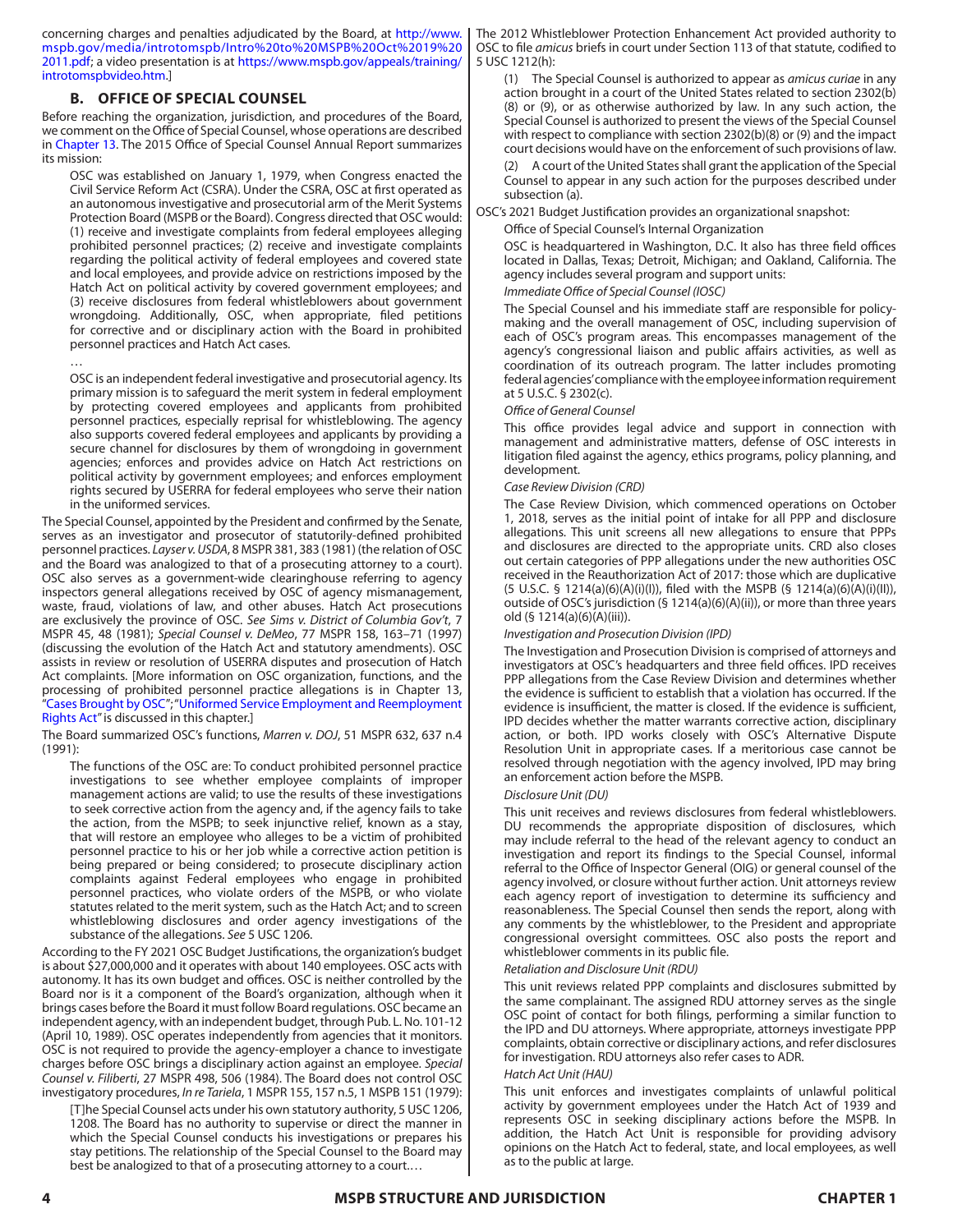concerning charges and penalties adjudicated by the Board, at http://www.mspb.gov/media/introtomspb/Intro%20to%20MSPB%20Oct%2019%202011.pdf; a video presentation is at https://www.mspb.gov/appeals/training/introtomspbvideo.htm.]

## B. OFFICE OF SPECIAL COUNSEL

Before reaching the organization, jurisdiction, and procedures of the Board, we comment on the Office of Special Counsel, whose operations are described in Chapter 13. The 2015 Office of Special Counsel Annual Report summarizes its mission:

> OSC was established on January 1, 1979, when Congress enacted the Civil Service Reform Act (CSRA). Under the CSRA, OSC at first operated as an autonomous investigative and prosecutorial arm of the Merit Systems Protection Board (MSPB or the Board). Congress directed that OSC would: (1) receive and investigate complaints from federal employees alleging prohibited personnel practices; (2) receive and investigate complaints regarding the political activity of federal employees and covered state and local employees, and provide advice on restrictions imposed by the Hatch Act on political activity by covered government employees; and (3) receive disclosures from federal whistleblowers about government wrongdoing. Additionally, OSC, when appropriate, filed petitions for corrective and or disciplinary action with the Board in prohibited personnel practices and Hatch Act cases.
>
> …
>
> OSC is an independent federal investigative and prosecutorial agency. Its primary mission is to safeguard the merit system in federal employment by protecting covered employees and applicants from prohibited personnel practices, especially reprisal for whistleblowing. The agency also supports covered federal employees and applicants by providing a secure channel for disclosures by them of wrongdoing in government agencies; enforces and provides advice on Hatch Act restrictions on political activity by government employees; and enforces employment rights secured by USERRA for federal employees who serve their nation in the uniformed services.

The Special Counsel, appointed by the President and confirmed by the Senate, serves as an investigator and prosecutor of statutorily-defined prohibited personnel practices. *Layser v. USDA*, 8 MSPR 381, 383 (1981) (the relation of OSC and the Board was analogized to that of a prosecuting attorney to a court). OSC also serves as a government-wide clearinghouse referring to agency inspectors general allegations received by OSC of agency mismanagement, waste, fraud, violations of law, and other abuses. Hatch Act prosecutions are exclusively the province of OSC. *See Sims v. District of Columbia Gov't*, 7 MSPR 45, 48 (1981); *Special Counsel v. DeMeo*, 77 MSPR 158, 163–71 (1997) (discussing the evolution of the Hatch Act and statutory amendments). OSC assists in review or resolution of USERRA disputes and prosecution of Hatch Act complaints. [More information on OSC organization, functions, and the processing of prohibited personnel practice allegations is in Chapter 13, "Cases Brought by OSC"; "Uniformed Service Employment and Reemployment Rights Act" is discussed in this chapter.]

The Board summarized OSC's functions, *Marren v. DOJ*, 51 MSPR 632, 637 n.4 (1991):

> The functions of the OSC are: To conduct prohibited personnel practice investigations to see whether employee complaints of improper management actions are valid; to use the results of these investigations to seek corrective action from the agency and, if the agency fails to take the action, from the MSPB; to seek injunctive relief, known as a stay, that will restore an employee who alleges to be a victim of prohibited personnel practice to his or her job while a corrective action petition is being prepared or being considered; to prosecute disciplinary action complaints against Federal employees who engage in prohibited personnel practices, who violate orders of the MSPB, or who violate statutes related to the merit system, such as the Hatch Act; and to screen whistleblowing disclosures and order agency investigations of the substance of the allegations. *See* 5 USC 1206.

According to the FY 2021 OSC Budget Justifications, the organization's budget is about $27,000,000 and it operates with about 140 employees. OSC acts with autonomy. It has its own budget and offices. OSC is neither controlled by the Board nor is it a component of the Board's organization, although when it brings cases before the Board it must follow Board regulations. OSC became an independent agency, with an independent budget, through Pub. L. No. 101-12 (April 10, 1989). OSC operates independently from agencies that it monitors. OSC is not required to provide the agency-employer a chance to investigate charges before OSC brings a disciplinary action against an employee. *Special Counsel v. Filiberti*, 27 MSPR 498, 506 (1984). The Board does not control OSC investigatory procedures, *In re Tariela*, 1 MSPR 155, 157 n.5, 1 MSPB 151 (1979):

> [T]he Special Counsel acts under his own statutory authority, 5 USC 1206, 1208. The Board has no authority to supervise or direct the manner in which the Special Counsel conducts his investigations or prepares his stay petitions. The relationship of the Special Counsel to the Board may best be analogized to that of a prosecuting attorney to a court.…

The 2012 Whistleblower Protection Enhancement Act provided authority to OSC to file *amicus* briefs in court under Section 113 of that statute, codified to 5 USC 1212(h):

> (1) The Special Counsel is authorized to appear as *amicus curiae* in any action brought in a court of the United States related to section 2302(b)(8) or (9), or as otherwise authorized by law. In any such action, the Special Counsel is authorized to present the views of the Special Counsel with respect to compliance with section 2302(b)(8) or (9) and the impact court decisions would have on the enforcement of such provisions of law.
>
> (2) A court of the United States shall grant the application of the Special Counsel to appear in any such action for the purposes described under subsection (a).

OSC's 2021 Budget Justification provides an organizational snapshot:

> Office of Special Counsel's Internal Organization
>
> OSC is headquartered in Washington, D.C. It also has three field offices located in Dallas, Texas; Detroit, Michigan; and Oakland, California. The agency includes several program and support units:
>
> *Immediate Office of Special Counsel (IOSC)*
>
> The Special Counsel and his immediate staff are responsible for policy-making and the overall management of OSC, including supervision of each of OSC's program areas. This encompasses management of the agency's congressional liaison and public affairs activities, as well as coordination of its outreach program. The latter includes promoting federal agencies' compliance with the employee information requirement at 5 U.S.C. § 2302(c).
>
> *Office of General Counsel*
>
> This office provides legal advice and support in connection with management and administrative matters, defense of OSC interests in litigation filed against the agency, ethics programs, policy planning, and development.
>
> *Case Review Division (CRD)*
>
> The Case Review Division, which commenced operations on October 1, 2018, serves as the initial point of intake for all PPP and disclosure allegations. This unit screens all new allegations to ensure that PPPs and disclosures are directed to the appropriate units. CRD also closes out certain categories of PPP allegations under the new authorities OSC received in the Reauthorization Act of 2017: those which are duplicative (5 U.S.C. § 1214(a)(6)(A)(i)(I)), filed with the MSPB (§ 1214(a)(6)(A)(i)(II)), outside of OSC's jurisdiction (§ 1214(a)(6)(A)(ii)), or more than three years old (§ 1214(a)(6)(A)(iii)).
>
> *Investigation and Prosecution Division (IPD)*
>
> The Investigation and Prosecution Division is comprised of attorneys and investigators at OSC's headquarters and three field offices. IPD receives PPP allegations from the Case Review Division and determines whether the evidence is sufficient to establish that a violation has occurred. If the evidence is insufficient, the matter is closed. If the evidence is sufficient, IPD decides whether the matter warrants corrective action, disciplinary action, or both. IPD works closely with OSC's Alternative Dispute Resolution Unit in appropriate cases. If a meritorious case cannot be resolved through negotiation with the agency involved, IPD may bring an enforcement action before the MSPB.
>
> *Disclosure Unit (DU)*
>
> This unit receives and reviews disclosures from federal whistleblowers. DU recommends the appropriate disposition of disclosures, which may include referral to the head of the relevant agency to conduct an investigation and report its findings to the Special Counsel, informal referral to the Office of Inspector General (OIG) or general counsel of the agency involved, or closure without further action. Unit attorneys review each agency report of investigation to determine its sufficiency and reasonableness. The Special Counsel then sends the report, along with any comments by the whistleblower, to the President and appropriate congressional oversight committees. OSC also posts the report and whistleblower comments in its public file.
>
> *Retaliation and Disclosure Unit (RDU)*
>
> This unit reviews related PPP complaints and disclosures submitted by the same complainant. The assigned RDU attorney serves as the single OSC point of contact for both filings, performing a similar function to the IPD and DU attorneys. Where appropriate, attorneys investigate PPP complaints, obtain corrective or disciplinary actions, and refer disclosures for investigation. RDU attorneys also refer cases to ADR.
>
> *Hatch Act Unit (HAU)*
>
> This unit enforces and investigates complaints of unlawful political activity by government employees under the Hatch Act of 1939 and represents OSC in seeking disciplinary actions before the MSPB. In addition, the Hatch Act Unit is responsible for providing advisory opinions on the Hatch Act to federal, state, and local employees, as well as to the public at large.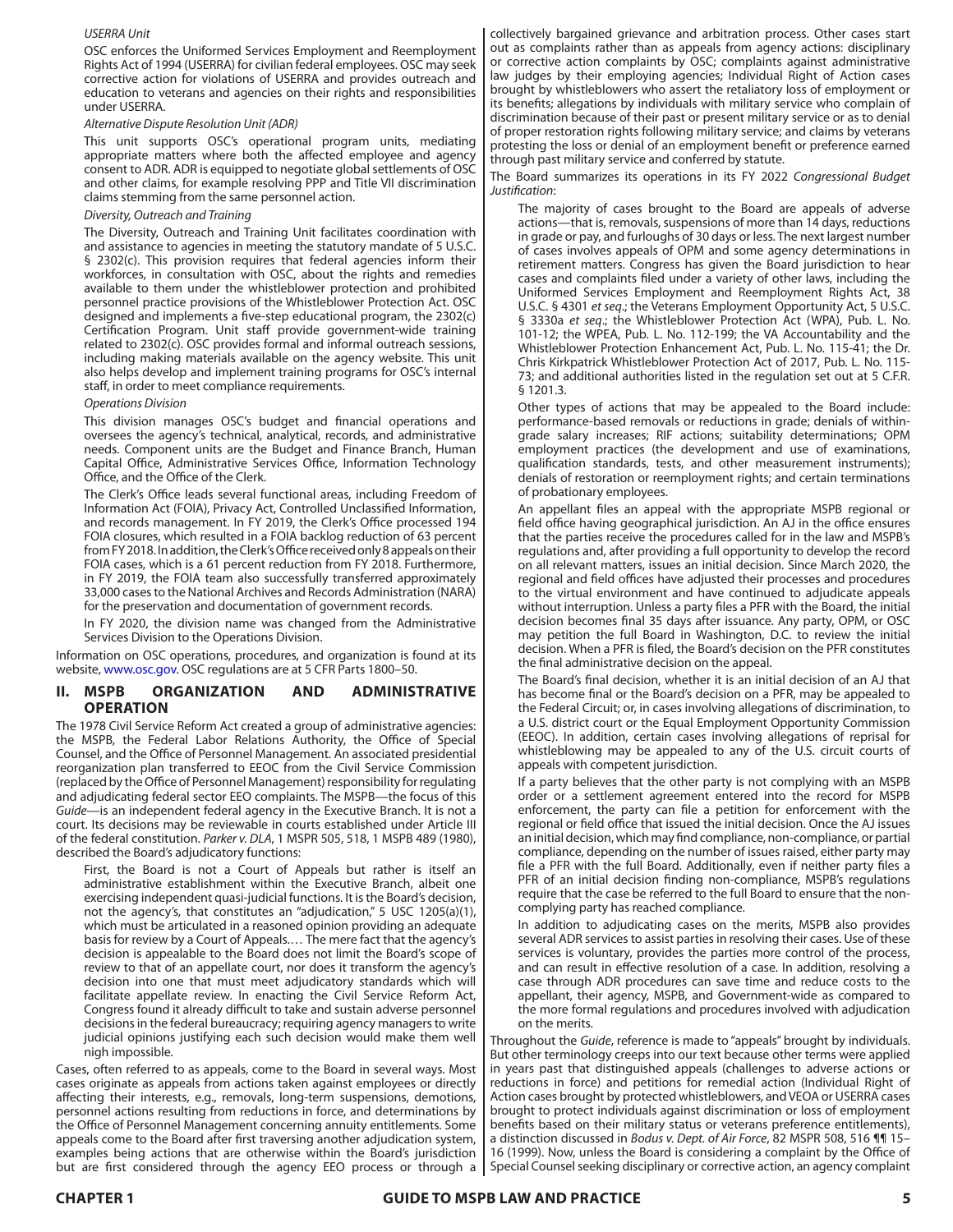*USERRA Unit*

OSC enforces the Uniformed Services Employment and Reemployment Rights Act of 1994 (USERRA) for civilian federal employees. OSC may seek corrective action for violations of USERRA and provides outreach and education to veterans and agencies on their rights and responsibilities under USERRA.

*Alternative Dispute Resolution Unit (ADR)*

This unit supports OSC's operational program units, mediating appropriate matters where both the affected employee and agency consent to ADR. ADR is equipped to negotiate global settlements of OSC and other claims, for example resolving PPP and Title VII discrimination claims stemming from the same personnel action.

*Diversity, Outreach and Training*

The Diversity, Outreach and Training Unit facilitates coordination with and assistance to agencies in meeting the statutory mandate of 5 U.S.C. § 2302(c). This provision requires that federal agencies inform their workforces, in consultation with OSC, about the rights and remedies available to them under the whistleblower protection and prohibited personnel practice provisions of the Whistleblower Protection Act. OSC designed and implements a five-step educational program, the 2302(c) Certification Program. Unit staff provide government-wide training related to 2302(c). OSC provides formal and informal outreach sessions, including making materials available on the agency website. This unit also helps develop and implement training programs for OSC's internal staff, in order to meet compliance requirements.

*Operations Division*

This division manages OSC's budget and financial operations and oversees the agency's technical, analytical, records, and administrative needs. Component units are the Budget and Finance Branch, Human Capital Office, Administrative Services Office, Information Technology Office, and the Office of the Clerk.

The Clerk's Office leads several functional areas, including Freedom of Information Act (FOIA), Privacy Act, Controlled Unclassified Information, and records management. In FY 2019, the Clerk's Office processed 194 FOIA closures, which resulted in a FOIA backlog reduction of 63 percent from FY 2018. In addition, the Clerk's Office received only 8 appeals on their FOIA cases, which is a 61 percent reduction from FY 2018. Furthermore, in FY 2019, the FOIA team also successfully transferred approximately 33,000 cases to the National Archives and Records Administration (NARA) for the preservation and documentation of government records.

In FY 2020, the division name was changed from the Administrative Services Division to the Operations Division.

Information on OSC operations, procedures, and organization is found at its website, www.osc.gov. OSC regulations are at 5 CFR Parts 1800–50.

## II. MSPB ORGANIZATION AND ADMINISTRATIVE OPERATION

The 1978 Civil Service Reform Act created a group of administrative agencies: the MSPB, the Federal Labor Relations Authority, the Office of Special Counsel, and the Office of Personnel Management. An associated presidential reorganization plan transferred to EEOC from the Civil Service Commission (replaced by the Office of Personnel Management) responsibility for regulating and adjudicating federal sector EEO complaints. The MSPB—the focus of this *Guide*—is an independent federal agency in the Executive Branch. It is not a court. Its decisions may be reviewable in courts established under Article III of the federal constitution. *Parker v. DLA*, 1 MSPR 505, 518, 1 MSPB 489 (1980), described the Board's adjudicatory functions:

> First, the Board is not a Court of Appeals but rather is itself an administrative establishment within the Executive Branch, albeit one exercising independent quasi-judicial functions. It is the Board's decision, not the agency's, that constitutes an "adjudication," 5 USC 1205(a)(1), which must be articulated in a reasoned opinion providing an adequate basis for review by a Court of Appeals.… The mere fact that the agency's decision is appealable to the Board does not limit the Board's scope of review to that of an appellate court, nor does it transform the agency's decision into one that must meet adjudicatory standards which will facilitate appellate review. In enacting the Civil Service Reform Act, Congress found it already difficult to take and sustain adverse personnel decisions in the federal bureaucracy; requiring agency managers to write judicial opinions justifying each such decision would make them well nigh impossible.

Cases, often referred to as appeals, come to the Board in several ways. Most cases originate as appeals from actions taken against employees or directly affecting their interests, e.g., removals, long-term suspensions, demotions, personnel actions resulting from reductions in force, and determinations by the Office of Personnel Management concerning annuity entitlements. Some appeals come to the Board after first traversing another adjudication system, examples being actions that are otherwise within the Board's jurisdiction but are first considered through the agency EEO process or through a collectively bargained grievance and arbitration process. Other cases start out as complaints rather than as appeals from agency actions: disciplinary or corrective action complaints by OSC; complaints against administrative law judges by their employing agencies; Individual Right of Action cases brought by whistleblowers who assert the retaliatory loss of employment or its benefits; allegations by individuals with military service who complain of discrimination because of their past or present military service or as to denial of proper restoration rights following military service; and claims by veterans protesting the loss or denial of an employment benefit or preference earned through past military service and conferred by statute.

The Board summarizes its operations in its FY 2022 *Congressional Budget Justification*:

> The majority of cases brought to the Board are appeals of adverse actions—that is, removals, suspensions of more than 14 days, reductions in grade or pay, and furloughs of 30 days or less. The next largest number of cases involves appeals of OPM and some agency determinations in retirement matters. Congress has given the Board jurisdiction to hear cases and complaints filed under a variety of other laws, including the Uniformed Services Employment and Reemployment Rights Act, 38 U.S.C. § 4301 *et seq*.; the Veterans Employment Opportunity Act, 5 U.S.C. § 3330a *et seq*.; the Whistleblower Protection Act (WPA), Pub. L. No. 101-12; the WPEA, Pub. L. No. 112-199; the VA Accountability and the Whistleblower Protection Enhancement Act, Pub. L. No. 115-41; the Dr. Chris Kirkpatrick Whistleblower Protection Act of 2017, Pub. L. No. 115-73; and additional authorities listed in the regulation set out at 5 C.F.R. § 1201.3.
>
> Other types of actions that may be appealed to the Board include: performance-based removals or reductions in grade; denials of within-grade salary increases; RIF actions; suitability determinations; OPM employment practices (the development and use of examinations, qualification standards, tests, and other measurement instruments); denials of restoration or reemployment rights; and certain terminations of probationary employees.
>
> An appellant files an appeal with the appropriate MSPB regional or field office having geographical jurisdiction. An AJ in the office ensures that the parties receive the procedures called for in the law and MSPB's regulations and, after providing a full opportunity to develop the record on all relevant matters, issues an initial decision. Since March 2020, the regional and field offices have adjusted their processes and procedures to the virtual environment and have continued to adjudicate appeals without interruption. Unless a party files a PFR with the Board, the initial decision becomes final 35 days after issuance. Any party, OPM, or OSC may petition the full Board in Washington, D.C. to review the initial decision. When a PFR is filed, the Board's decision on the PFR constitutes the final administrative decision on the appeal.
>
> The Board's final decision, whether it is an initial decision of an AJ that has become final or the Board's decision on a PFR, may be appealed to the Federal Circuit; or, in cases involving allegations of discrimination, to a U.S. district court or the Equal Employment Opportunity Commission (EEOC). In addition, certain cases involving allegations of reprisal for whistleblowing may be appealed to any of the U.S. circuit courts of appeals with competent jurisdiction.
>
> If a party believes that the other party is not complying with an MSPB order or a settlement agreement entered into the record for MSPB enforcement, the party can file a petition for enforcement with the regional or field office that issued the initial decision. Once the AJ issues an initial decision, which may find compliance, non-compliance, or partial compliance, depending on the number of issues raised, either party may file a PFR with the full Board. Additionally, even if neither party files a PFR of an initial decision finding non-compliance, MSPB's regulations require that the case be referred to the full Board to ensure that the non-complying party has reached compliance.
>
> In addition to adjudicating cases on the merits, MSPB also provides several ADR services to assist parties in resolving their cases. Use of these services is voluntary, provides the parties more control of the process, and can result in effective resolution of a case. In addition, resolving a case through ADR procedures can save time and reduce costs to the appellant, their agency, MSPB, and Government-wide as compared to the more formal regulations and procedures involved with adjudication on the merits.

Throughout the *Guide*, reference is made to "appeals" brought by individuals. But other terminology creeps into our text because other terms were applied in years past that distinguished appeals (challenges to adverse actions or reductions in force) and petitions for remedial action (Individual Right of Action cases brought by protected whistleblowers, and VEOA or USERRA cases brought to protect individuals against discrimination or loss of employment benefits based on their military status or veterans preference entitlements), a distinction discussed in *Bodus v. Dept. of Air Force*, 82 MSPR 508, 516 ¶¶ 15–16 (1999). Now, unless the Board is considering a complaint by the Office of Special Counsel seeking disciplinary or corrective action, an agency complaint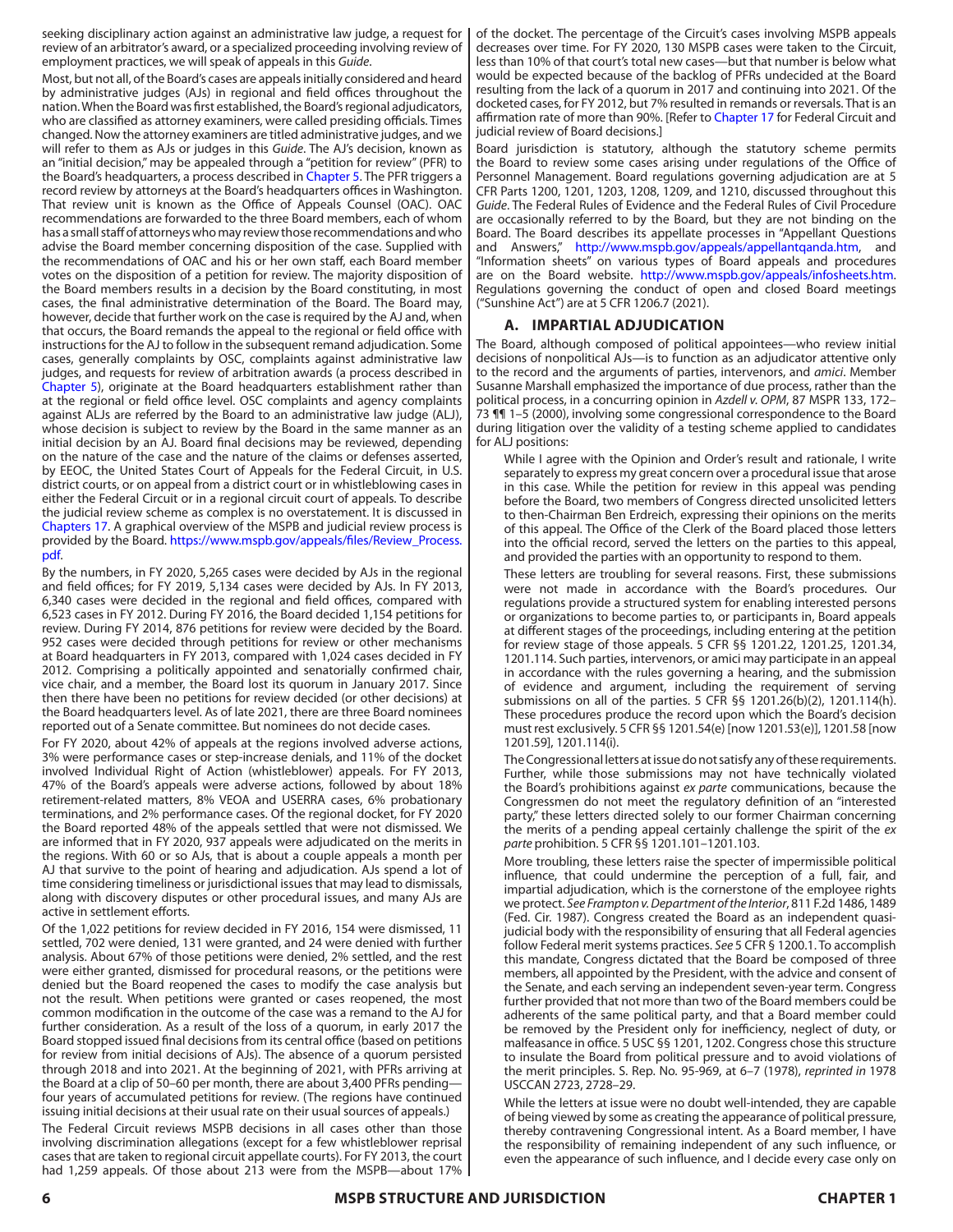seeking disciplinary action against an administrative law judge, a request for review of an arbitrator's award, or a specialized proceeding involving review of employment practices, we will speak of appeals in this *Guide*.

Most, but not all, of the Board's cases are appeals initially considered and heard by administrative judges (AJs) in regional and field offices throughout the nation. When the Board was first established, the Board's regional adjudicators, who are classified as attorney examiners, were called presiding officials. Times changed. Now the attorney examiners are titled administrative judges, and we will refer to them as AJs or judges in this *Guide*. The AJ's decision, known as an "initial decision," may be appealed through a "petition for review" (PFR) to the Board's headquarters, a process described in Chapter 5. The PFR triggers a record review by attorneys at the Board's headquarters offices in Washington. That review unit is known as the Office of Appeals Counsel (OAC). OAC recommendations are forwarded to the three Board members, each of whom has a small staff of attorneys who may review those recommendations and who advise the Board member concerning disposition of the case. Supplied with the recommendations of OAC and his or her own staff, each Board member votes on the disposition of a petition for review. The majority disposition of the Board members results in a decision by the Board constituting, in most cases, the final administrative determination of the Board. The Board may, however, decide that further work on the case is required by the AJ and, when that occurs, the Board remands the appeal to the regional or field office with instructions for the AJ to follow in the subsequent remand adjudication. Some cases, generally complaints by OSC, complaints against administrative law judges, and requests for review of arbitration awards (a process described in Chapter 5), originate at the Board headquarters establishment rather than at the regional or field office level. OSC complaints and agency complaints against ALJs are referred by the Board to an administrative law judge (ALJ), whose decision is subject to review by the Board in the same manner as an initial decision by an AJ. Board final decisions may be reviewed, depending on the nature of the case and the nature of the claims or defenses asserted, by EEOC, the United States Court of Appeals for the Federal Circuit, in U.S. district courts, or on appeal from a district court or in whistleblowing cases in either the Federal Circuit or in a regional circuit court of appeals. To describe the judicial review scheme as complex is no overstatement. It is discussed in Chapters 17. A graphical overview of the MSPB and judicial review process is provided by the Board. https://www.mspb.gov/appeals/files/Review_Process.pdf.

By the numbers, in FY 2020, 5,265 cases were decided by AJs in the regional and field offices; for FY 2019, 5,134 cases were decided by AJs. In FY 2013, 6,340 cases were decided in the regional and field offices, compared with 6,523 cases in FY 2012. During FY 2016, the Board decided 1,154 petitions for review. During FY 2014, 876 petitions for review were decided by the Board. 952 cases were decided through petitions for review or other mechanisms at Board headquarters in FY 2013, compared with 1,024 cases decided in FY 2012. Comprising a politically appointed and senatorially confirmed chair, vice chair, and a member, the Board lost its quorum in January 2017. Since then there have been no petitions for review decided (or other decisions) at the Board headquarters level. As of late 2021, there are three Board nominees reported out of a Senate committee. But nominees do not decide cases.

For FY 2020, about 42% of appeals at the regions involved adverse actions, 3% were performance cases or step-increase denials, and 11% of the docket involved Individual Right of Action (whistleblower) appeals. For FY 2013, 47% of the Board's appeals were adverse actions, followed by about 18% retirement-related matters, 8% VEOA and USERRA cases, 6% probationary terminations, and 2% performance cases. Of the regional docket, for FY 2020 the Board reported 48% of the appeals settled that were not dismissed. We are informed that in FY 2020, 937 appeals were adjudicated on the merits in the regions. With 60 or so AJs, that is about a couple appeals a month per AJ that survive to the point of hearing and adjudication. AJs spend a lot of time considering timeliness or jurisdictional issues that may lead to dismissals, along with discovery disputes or other procedural issues, and many AJs are active in settlement efforts.

Of the 1,022 petitions for review decided in FY 2016, 154 were dismissed, 11 settled, 702 were denied, 131 were granted, and 24 were denied with further analysis. About 67% of those petitions were denied, 2% settled, and the rest were either granted, dismissed for procedural reasons, or the petitions were denied but the Board reopened the cases to modify the case analysis but not the result. When petitions were granted or cases reopened, the most common modification in the outcome of the case was a remand to the AJ for further consideration. As a result of the loss of a quorum, in early 2017 the Board stopped issued final decisions from its central office (based on petitions for review from initial decisions of AJs). The absence of a quorum persisted through 2018 and into 2021. At the beginning of 2021, with PFRs arriving at the Board at a clip of 50–60 per month, there are about 3,400 PFRs pending—four years of accumulated petitions for review. (The regions have continued issuing initial decisions at their usual rate on their usual sources of appeals.)

The Federal Circuit reviews MSPB decisions in all cases other than those involving discrimination allegations (except for a few whistleblower reprisal cases that are taken to regional circuit appellate courts). For FY 2013, the court had 1,259 appeals. Of those about 213 were from the MSPB—about 17% of the docket. The percentage of the Circuit's cases involving MSPB appeals decreases over time. For FY 2020, 130 MSPB cases were taken to the Circuit, less than 10% of that court's total new cases—but that number is below what would be expected because of the backlog of PFRs undecided at the Board resulting from the lack of a quorum in 2017 and continuing into 2021. Of the docketed cases, for FY 2012, but 7% resulted in remands or reversals. That is an affirmation rate of more than 90%. [Refer to Chapter 17 for Federal Circuit and judicial review of Board decisions.]

Board jurisdiction is statutory, although the statutory scheme permits the Board to review some cases arising under regulations of the Office of Personnel Management. Board regulations governing adjudication are at 5 CFR Parts 1200, 1201, 1203, 1208, 1209, and 1210, discussed throughout this *Guide*. The Federal Rules of Evidence and the Federal Rules of Civil Procedure are occasionally referred to by the Board, but they are not binding on the Board. The Board describes its appellate processes in "Appellant Questions and Answers," http://www.mspb.gov/appeals/appellantqanda.htm, and "Information sheets" on various types of Board appeals and procedures are on the Board website. http://www.mspb.gov/appeals/infosheets.htm. Regulations governing the conduct of open and closed Board meetings ("Sunshine Act") are at 5 CFR 1206.7 (2021).

## A. IMPARTIAL ADJUDICATION

The Board, although composed of political appointees—who review initial decisions of nonpolitical AJs—is to function as an adjudicator attentive only to the record and the arguments of parties, intervenors, and *amici*. Member Susanne Marshall emphasized the importance of due process, rather than the political process, in a concurring opinion in *Azdell v. OPM*, 87 MSPR 133, 172–73 ¶¶ 1–5 (2000), involving some congressional correspondence to the Board during litigation over the validity of a testing scheme applied to candidates for ALJ positions:

> While I agree with the Opinion and Order's result and rationale, I write separately to express my great concern over a procedural issue that arose in this case. While the petition for review in this appeal was pending before the Board, two members of Congress directed unsolicited letters to then-Chairman Ben Erdreich, expressing their opinions on the merits of this appeal. The Office of the Clerk of the Board placed those letters into the official record, served the letters on the parties to this appeal, and provided the parties with an opportunity to respond to them.
>
> These letters are troubling for several reasons. First, these submissions were not made in accordance with the Board's procedures. Our regulations provide a structured system for enabling interested persons or organizations to become parties to, or participants in, Board appeals at different stages of the proceedings, including entering at the petition for review stage of those appeals. 5 CFR §§ 1201.22, 1201.25, 1201.34, 1201.114. Such parties, intervenors, or amici may participate in an appeal in accordance with the rules governing a hearing, and the submission of evidence and argument, including the requirement of serving submissions on all of the parties. 5 CFR §§ 1201.26(b)(2), 1201.114(h). These procedures produce the record upon which the Board's decision must rest exclusively. 5 CFR §§ 1201.54(e) [now 1201.53(e)], 1201.58 [now 1201.59], 1201.114(i).
>
> The Congressional letters at issue do not satisfy any of these requirements. Further, while those submissions may not have technically violated the Board's prohibitions against *ex parte* communications, because the Congressmen do not meet the regulatory definition of an "interested party," these letters directed solely to our former Chairman concerning the merits of a pending appeal certainly challenge the spirit of the *ex parte* prohibition. 5 CFR §§ 1201.101–1201.103.
>
> More troubling, these letters raise the specter of impermissible political influence, that could undermine the perception of a full, fair, and impartial adjudication, which is the cornerstone of the employee rights we protect. *See Frampton v. Department of the Interior*, 811 F.2d 1486, 1489 (Fed. Cir. 1987). Congress created the Board as an independent quasi-judicial body with the responsibility of ensuring that all Federal agencies follow Federal merit systems practices. *See* 5 CFR § 1200.1. To accomplish this mandate, Congress dictated that the Board be composed of three members, all appointed by the President, with the advice and consent of the Senate, and each serving an independent seven-year term. Congress further provided that not more than two of the Board members could be adherents of the same political party, and that a Board member could be removed by the President only for inefficiency, neglect of duty, or malfeasance in office. 5 USC §§ 1201, 1202. Congress chose this structure to insulate the Board from political pressure and to avoid violations of the merit principles. S. Rep. No. 95-969, at 6–7 (1978), *reprinted in* 1978 USCCAN 2723, 2728–29.
>
> While the letters at issue were no doubt well-intended, they are capable of being viewed by some as creating the appearance of political pressure, thereby contravening Congressional intent. As a Board member, I have the responsibility of remaining independent of any such influence, or even the appearance of such influence, and I decide every case only on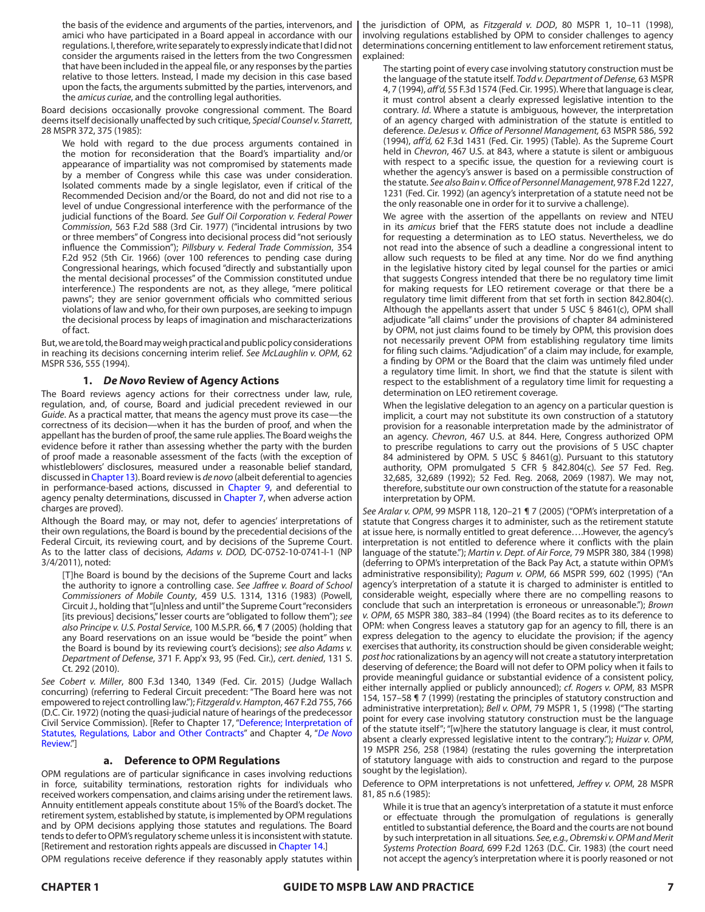the basis of the evidence and arguments of the parties, intervenors, and amici who have participated in a Board appeal in accordance with our regulations. I, therefore, write separately to expressly indicate that I did not consider the arguments raised in the letters from the two Congressmen that have been included in the appeal file, or any responses by the parties relative to those letters. Instead, I made my decision in this case based upon the facts, the arguments submitted by the parties, intervenors, and the *amicus curiae*, and the controlling legal authorities.

Board decisions occasionally provoke congressional comment. The Board deems itself decisionally unaffected by such critique, *Special Counsel v. Starrett*, 28 MSPR 372, 375 (1985):

> We hold with regard to the due process arguments contained in the motion for reconsideration that the Board's impartiality and/or appearance of impartiality was not compromised by statements made by a member of Congress while this case was under consideration. Isolated comments made by a single legislator, even if critical of the Recommended Decision and/or the Board, do not and did not rise to a level of undue Congressional interference with the performance of the judicial functions of the Board. *See Gulf Oil Corporation v. Federal Power Commission*, 563 F.2d 588 (3rd Cir. 1977) ("incidental intrusions by two or three members" of Congress into decisional process did "not seriously influence the Commission"); *Pillsbury v. Federal Trade Commission*, 354 F.2d 952 (5th Cir. 1966) (over 100 references to pending case during Congressional hearings, which focused "directly and substantially upon the mental decisional processes" of the Commission constituted undue interference.) The respondents are not, as they allege, "mere political pawns"; they are senior government officials who committed serious violations of law and who, for their own purposes, are seeking to impugn the decisional process by leaps of imagination and mischaracterizations of fact.

But, we are told, the Board may weigh practical and public policy considerations in reaching its decisions concerning interim relief. *See McLaughlin v. OPM*, 62 MSPR 536, 555 (1994).

### 1. *De Novo* Review of Agency Actions

The Board reviews agency actions for their correctness under law, rule, regulation, and, of course, Board and judicial precedent reviewed in our *Guide*. As a practical matter, that means the agency must prove its case—the correctness of its decision—when it has the burden of proof, and when the appellant has the burden of proof, the same rule applies. The Board weighs the evidence before it rather than assessing whether the party with the burden of proof made a reasonable assessment of the facts (with the exception of whistleblowers' disclosures, measured under a reasonable belief standard, discussed in Chapter 13). Board review is *de novo* (albeit deferential to agencies in performance-based actions, discussed in Chapter 9, and deferential to agency penalty determinations, discussed in Chapter 7, when adverse action charges are proved).

Although the Board may, or may not, defer to agencies' interpretations of their own regulations, the Board is bound by the precedential decisions of the Federal Circuit, its reviewing court, and by decisions of the Supreme Court. As to the latter class of decisions, *Adams v. DOD,* DC-0752-10-0741-I-1 (NP 3/4/2011), noted:

> [T]he Board is bound by the decisions of the Supreme Court and lacks the authority to ignore a controlling case. *See Jaffree v. Board of School Commissioners of Mobile County*, 459 U.S. 1314, 1316 (1983) (Powell, Circuit J., holding that "[u]nless and until" the Supreme Court "reconsiders [its previous] decisions," lesser courts are "obligated to follow them"); *see also Principe v. U.S. Postal Service*, 100 M.S.P.R. 66, ¶ 7 (2005) (holding that any Board reservations on an issue would be "beside the point" when the Board is bound by its reviewing court's decisions); *see also Adams v. Department of Defense*, 371 F. App'x 93, 95 (Fed. Cir.), *cert. denied*, 131 S. Ct. 292 (2010).

*See Cobert v. Miller*, 800 F.3d 1340, 1349 (Fed. Cir. 2015) (Judge Wallach concurring) (referring to Federal Circuit precedent: "The Board here was not empowered to reject controlling law."); *Fitzgerald v. Hampton*, 467 F.2d 755, 766 (D.C. Cir. 1972) (noting the quasi-judicial nature of hearings of the predecessor Civil Service Commission). [Refer to Chapter 17, "Deference; Interpretation of Statutes, Regulations, Labor and Other Contracts" and Chapter 4, "*De Novo* Review."]

#### a. Deference to OPM Regulations

OPM regulations are of particular significance in cases involving reductions in force, suitability terminations, restoration rights for individuals who received workers compensation, and claims arising under the retirement laws. Annuity entitlement appeals constitute about 15% of the Board's docket. The retirement system, established by statute, is implemented by OPM regulations and by OPM decisions applying those statutes and regulations. The Board tends to defer to OPM's regulatory scheme unless it is inconsistent with statute. [Retirement and restoration rights appeals are discussed in Chapter 14.]

OPM regulations receive deference if they reasonably apply statutes within the jurisdiction of OPM, as *Fitzgerald v. DOD*, 80 MSPR 1, 10–11 (1998), involving regulations established by OPM to consider challenges to agency determinations concerning entitlement to law enforcement retirement status, explained:

> The starting point of every case involving statutory construction must be the language of the statute itself. *Todd v. Department of Defense,* 63 MSPR 4, 7 (1994), *aff'd,* 55 F.3d 1574 (Fed. Cir. 1995). Where that language is clear, it must control absent a clearly expressed legislative intention to the contrary. *Id*. Where a statute is ambiguous, however, the interpretation of an agency charged with administration of the statute is entitled to deference. *DeJesus v. Office of Personnel Management,* 63 MSPR 586, 592 (1994), *aff'd,* 62 F.3d 1431 (Fed. Cir. 1995) (Table). As the Supreme Court held in *Chevron*, 467 U.S. at 843, where a statute is silent or ambiguous with respect to a specific issue, the question for a reviewing court is whether the agency's answer is based on a permissible construction of the statute. *See also Bain v. Office of Personnel Management*, 978 F.2d 1227, 1231 (Fed. Cir. 1992) (an agency's interpretation of a statute need not be the only reasonable one in order for it to survive a challenge).
>
> We agree with the assertion of the appellants on review and NTEU in its *amicus* brief that the FERS statute does not include a deadline for requesting a determination as to LEO status. Nevertheless, we do not read into the absence of such a deadline a congressional intent to allow such requests to be filed at any time. Nor do we find anything in the legislative history cited by legal counsel for the parties or amici that suggests Congress intended that there be no regulatory time limit for making requests for LEO retirement coverage or that there be a regulatory time limit different from that set forth in section 842.804(c). Although the appellants assert that under 5 USC § 8461(c), OPM shall adjudicate "all claims" under the provisions of chapter 84 administered by OPM, not just claims found to be timely by OPM, this provision does not necessarily prevent OPM from establishing regulatory time limits for filing such claims. "Adjudication" of a claim may include, for example, a finding by OPM or the Board that the claim was untimely filed under a regulatory time limit. In short, we find that the statute is silent with respect to the establishment of a regulatory time limit for requesting a determination on LEO retirement coverage.
>
> When the legislative delegation to an agency on a particular question is implicit, a court may not substitute its own construction of a statutory provision for a reasonable interpretation made by the administrator of an agency. *Chevron*, 467 U.S. at 844. Here, Congress authorized OPM to prescribe regulations to carry out the provisions of 5 USC chapter 84 administered by OPM. 5 USC § 8461(g). Pursuant to this statutory authority, OPM promulgated 5 CFR § 842.804(c). *See* 57 Fed. Reg. 32,685, 32,689 (1992); 52 Fed. Reg. 2068, 2069 (1987). We may not, therefore, substitute our own construction of the statute for a reasonable interpretation by OPM.

*See Aralar v. OPM*, 99 MSPR 118, 120–21 ¶ 7 (2005) ("OPM's interpretation of a statute that Congress charges it to administer, such as the retirement statute at issue here, is normally entitled to great deference….However, the agency's interpretation is not entitled to deference where it conflicts with the plain language of the statute."); *Martin v. Dept. of Air Force*, 79 MSPR 380, 384 (1998) (deferring to OPM's interpretation of the Back Pay Act, a statute within OPM's administrative responsibility); *Pagum v. OPM*, 66 MSPR 599, 602 (1995) ("An agency's interpretation of a statute it is charged to administer is entitled to considerable weight, especially where there are no compelling reasons to conclude that such an interpretation is erroneous or unreasonable."); *Brown v. OPM*, 65 MSPR 380, 383–84 (1994) (the Board recites as to its deference to OPM: when Congress leaves a statutory gap for an agency to fill, there is an express delegation to the agency to elucidate the provision; if the agency exercises that authority, its construction should be given considerable weight; *post hoc* rationalizations by an agency will not create a statutory interpretation deserving of deference; the Board will not defer to OPM policy when it fails to provide meaningful guidance or substantial evidence of a consistent policy, either internally applied or publicly announced); *cf. Rogers v. OPM*, 83 MSPR 154, 157–58 ¶ 7 (1999) (restating the principles of statutory construction and administrative interpretation); *Bell v. OPM*, 79 MSPR 1, 5 (1998) ("The starting point for every case involving statutory construction must be the language of the statute itself"; "[w]here the statutory language is clear, it must control, absent a clearly expressed legislative intent to the contrary."); *Huizar v. OPM*, 19 MSPR 256, 258 (1984) (restating the rules governing the interpretation of statutory language with aids to construction and regard to the purpose sought by the legislation).

Deference to OPM interpretations is not unfettered, *Jeffrey v. OPM*, 28 MSPR 81, 85 n.6 (1985):

> While it is true that an agency's interpretation of a statute it must enforce or effectuate through the promulgation of regulations is generally entitled to substantial deference, the Board and the courts are not bound by such interpretation in all situations. *See, e.g., Obremski v. OPM and Merit Systems Protection Board*, 699 F.2d 1263 (D.C. Cir. 1983) (the court need not accept the agency's interpretation where it is poorly reasoned or not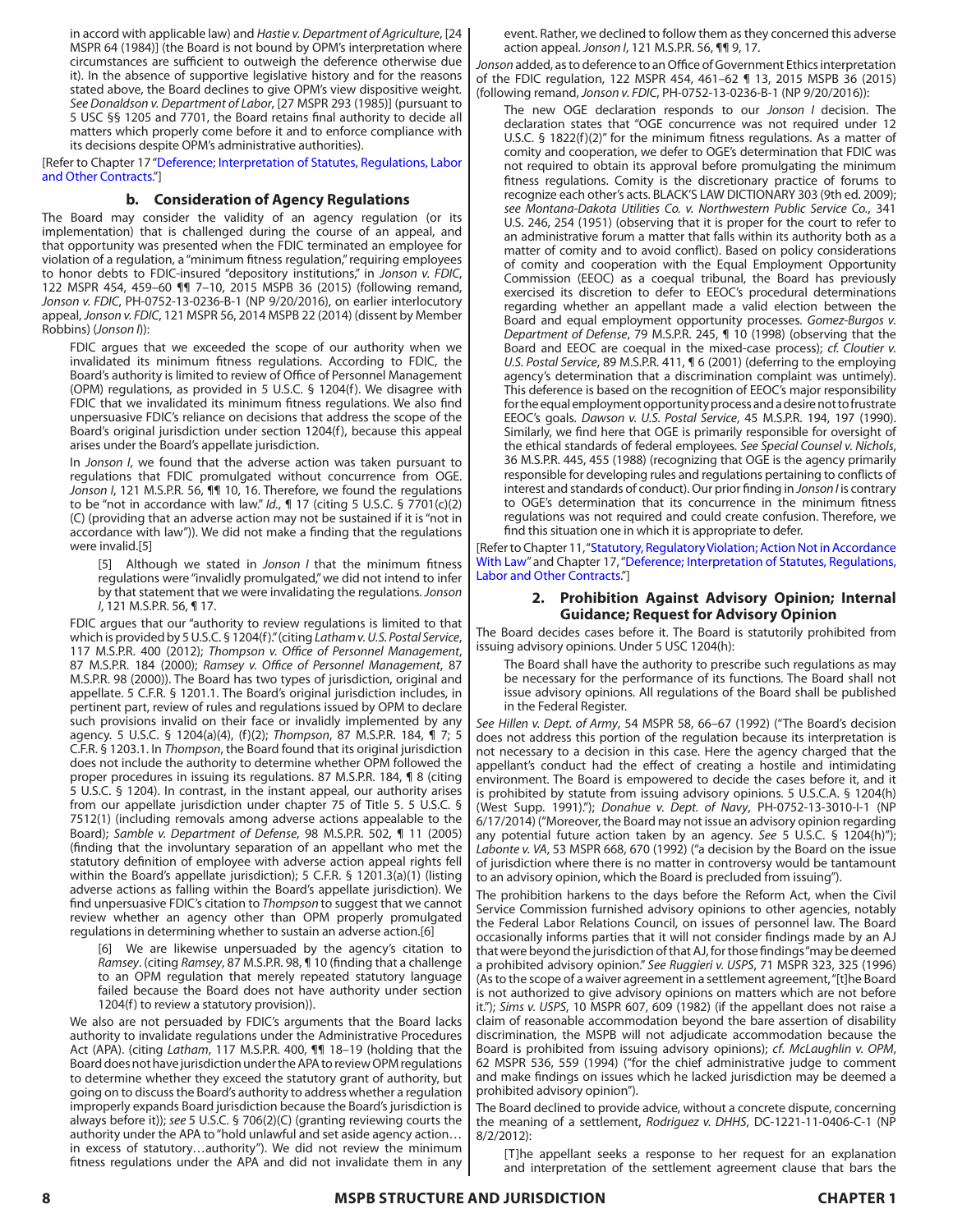in accord with applicable law) and *Hastie v. Department of Agriculture*, [24 MSPR 64 (1984)] (the Board is not bound by OPM's interpretation where circumstances are sufficient to outweigh the deference otherwise due it). In the absence of supportive legislative history and for the reasons stated above, the Board declines to give OPM's view dispositive weight. *See Donaldson v. Department of Labor*, [27 MSPR 293 (1985)] (pursuant to 5 USC §§ 1205 and 7701, the Board retains final authority to decide all matters which properly come before it and to enforce compliance with its decisions despite OPM's administrative authorities).

[Refer to Chapter 17 "Deference; Interpretation of Statutes, Regulations, Labor and Other Contracts."]

### b. Consideration of Agency Regulations

The Board may consider the validity of an agency regulation (or its implementation) that is challenged during the course of an appeal, and that opportunity was presented when the FDIC terminated an employee for violation of a regulation, a "minimum fitness regulation," requiring employees to honor debts to FDIC-insured "depository institutions," in *Jonson v. FDIC*, 122 MSPR 454, 459–60 ¶¶ 7–10, 2015 MSPB 36 (2015) (following remand, *Jonson v. FDIC*, PH-0752-13-0236-B-1 (NP 9/20/2016), on earlier interlocutory appeal, *Jonson v. FDIC*, 121 MSPR 56, 2014 MSPB 22 (2014) (dissent by Member Robbins) (*Jonson I*)):

> FDIC argues that we exceeded the scope of our authority when we invalidated its minimum fitness regulations. According to FDIC, the Board's authority is limited to review of Office of Personnel Management (OPM) regulations, as provided in 5 U.S.C. § 1204(f). We disagree with FDIC that we invalidated its minimum fitness regulations. We also find unpersuasive FDIC's reliance on decisions that address the scope of the Board's original jurisdiction under section 1204(f), because this appeal arises under the Board's appellate jurisdiction.
>
> In *Jonson I*, we found that the adverse action was taken pursuant to regulations that FDIC promulgated without concurrence from OGE. *Jonson I*, 121 M.S.P.R. 56, ¶¶ 10, 16. Therefore, we found the regulations to be "not in accordance with law." *Id.*, ¶ 17 (citing 5 U.S.C. § 7701(c)(2)(C) (providing that an adverse action may not be sustained if it is "not in accordance with law")). We did not make a finding that the regulations were invalid.[5]
>
> > [5] Although we stated in *Jonson I* that the minimum fitness regulations were "invalidly promulgated," we did not intend to infer by that statement that we were invalidating the regulations. *Jonson I*, 121 M.S.P.R. 56, ¶ 17.
>
> FDIC argues that our "authority to review regulations is limited to that which is provided by 5 U.S.C. § 1204(f)." (citing *Latham v. U.S. Postal Service*, 117 M.S.P.R. 400 (2012); *Thompson v. Office of Personnel Management*, 87 M.S.P.R. 184 (2000); *Ramsey v. Office of Personnel Management*, 87 M.S.P.R. 98 (2000)). The Board has two types of jurisdiction, original and appellate. 5 C.F.R. § 1201.1. The Board's original jurisdiction includes, in pertinent part, review of rules and regulations issued by OPM to declare such provisions invalid on their face or invalidly implemented by any agency. 5 U.S.C. § 1204(a)(4), (f)(2); *Thompson*, 87 M.S.P.R. 184, ¶ 7; 5 C.F.R. § 1203.1. In *Thompson*, the Board found that its original jurisdiction does not include the authority to determine whether OPM followed the proper procedures in issuing its regulations. 87 M.S.P.R. 184, ¶ 8 (citing 5 U.S.C. § 1204). In contrast, in the instant appeal, our authority arises from our appellate jurisdiction under chapter 75 of Title 5. 5 U.S.C. § 7512(1) (including removals among adverse actions appealable to the Board); *Samble v. Department of Defense*, 98 M.S.P.R. 502, ¶ 11 (2005) (finding that the involuntary separation of an appellant who met the statutory definition of employee with adverse action appeal rights fell within the Board's appellate jurisdiction); 5 C.F.R. § 1201.3(a)(1) (listing adverse actions as falling within the Board's appellate jurisdiction). We find unpersuasive FDIC's citation to *Thompson* to suggest that we cannot review whether an agency other than OPM properly promulgated regulations in determining whether to sustain an adverse action.[6]
>
> > [6] We are likewise unpersuaded by the agency's citation to *Ramsey*. (citing *Ramsey*, 87 M.S.P.R. 98, ¶ 10 (finding that a challenge to an OPM regulation that merely repeated statutory language failed because the Board does not have authority under section 1204(f) to review a statutory provision)).
>
> We also are not persuaded by FDIC's arguments that the Board lacks authority to invalidate regulations under the Administrative Procedures Act (APA). (citing *Latham*, 117 M.S.P.R. 400, ¶¶ 18–19 (holding that the Board does not have jurisdiction under the APA to review OPM regulations to determine whether they exceed the statutory grant of authority, but going on to discuss the Board's authority to address whether a regulation improperly expands Board jurisdiction because the Board's jurisdiction is always before it)); *see* 5 U.S.C. § 706(2)(C) (granting reviewing courts the authority under the APA to "hold unlawful and set aside agency action… in excess of statutory…authority"). We did not review the minimum fitness regulations under the APA and did not invalidate them in any event. Rather, we declined to follow them as they concerned this adverse action appeal. *Jonson I*, 121 M.S.P.R. 56, ¶¶ 9, 17.

*Jonson* added, as to deference to an Office of Government Ethics interpretation of the FDIC regulation, 122 MSPR 454, 461–62 ¶ 13, 2015 MSPB 36 (2015) (following remand, *Jonson v. FDIC*, PH-0752-13-0236-B-1 (NP 9/20/2016)):

> The new OGE declaration responds to our *Jonson I* decision. The declaration states that "OGE concurrence was not required under 12 U.S.C. § 1822(f)(2)" for the minimum fitness regulations. As a matter of comity and cooperation, we defer to OGE's determination that FDIC was not required to obtain its approval before promulgating the minimum fitness regulations. Comity is the discretionary practice of forums to recognize each other's acts. BLACK'S LAW DICTIONARY 303 (9th ed. 2009); *see Montana-Dakota Utilities Co. v. Northwestern Public Service Co.*, 341 U.S. 246, 254 (1951) (observing that it is proper for the court to refer to an administrative forum a matter that falls within its authority both as a matter of comity and to avoid conflict). Based on policy considerations of comity and cooperation with the Equal Employment Opportunity Commission (EEOC) as a coequal tribunal, the Board has previously exercised its discretion to defer to EEOC's procedural determinations regarding whether an appellant made a valid election between the Board and equal employment opportunity processes. *Gomez-Burgos v. Department of Defense*, 79 M.S.P.R. 245, ¶ 10 (1998) (observing that the Board and EEOC are coequal in the mixed-case process); *cf. Cloutier v. U.S. Postal Service*, 89 M.S.P.R. 411, ¶ 6 (2001) (deferring to the employing agency's determination that a discrimination complaint was untimely). This deference is based on the recognition of EEOC's major responsibility for the equal employment opportunity process and a desire not to frustrate EEOC's goals. *Dawson v. U.S. Postal Service*, 45 M.S.P.R. 194, 197 (1990). Similarly, we find here that OGE is primarily responsible for oversight of the ethical standards of federal employees. *See Special Counsel v. Nichols*, 36 M.S.P.R. 445, 455 (1988) (recognizing that OGE is the agency primarily responsible for developing rules and regulations pertaining to conflicts of interest and standards of conduct). Our prior finding in *Jonson I* is contrary to OGE's determination that its concurrence in the minimum fitness regulations was not required and could create confusion. Therefore, we find this situation one in which it is appropriate to defer.

[Refer to Chapter 11, "Statutory, Regulatory Violation; Action Not in Accordance With Law" and Chapter 17, "Deference; Interpretation of Statutes, Regulations, Labor and Other Contracts."]

## 2. Prohibition Against Advisory Opinion; Internal Guidance; Request for Advisory Opinion

The Board decides cases before it. The Board is statutorily prohibited from issuing advisory opinions. Under 5 USC 1204(h):

> The Board shall have the authority to prescribe such regulations as may be necessary for the performance of its functions. The Board shall not issue advisory opinions. All regulations of the Board shall be published in the Federal Register.

*See Hillen v. Dept. of Army*, 54 MSPR 58, 66–67 (1992) ("The Board's decision does not address this portion of the regulation because its interpretation is not necessary to a decision in this case. Here the agency charged that the appellant's conduct had the effect of creating a hostile and intimidating environment. The Board is empowered to decide the cases before it, and it is prohibited by statute from issuing advisory opinions. 5 U.S.C.A. § 1204(h) (West Supp. 1991)."); *Donahue v. Dept. of Navy*, PH-0752-13-3010-I-1 (NP 6/17/2014) ("Moreover, the Board may not issue an advisory opinion regarding any potential future action taken by an agency. *See* 5 U.S.C. § 1204(h)"); *Labonte v. VA*, 53 MSPR 668, 670 (1992) ("a decision by the Board on the issue of jurisdiction where there is no matter in controversy would be tantamount to an advisory opinion, which the Board is precluded from issuing").

The prohibition harkens to the days before the Reform Act, when the Civil Service Commission furnished advisory opinions to other agencies, notably the Federal Labor Relations Council, on issues of personnel law. The Board occasionally informs parties that it will not consider findings made by an AJ that were beyond the jurisdiction of that AJ, for those findings "may be deemed a prohibited advisory opinion." *See Ruggieri v. USPS*, 71 MSPR 323, 325 (1996) (As to the scope of a waiver agreement in a settlement agreement, "[t]he Board is not authorized to give advisory opinions on matters which are not before it."); *Sims v. USPS*, 10 MSPR 607, 609 (1982) (if the appellant does not raise a claim of reasonable accommodation beyond the bare assertion of disability discrimination, the MSPB will not adjudicate accommodation because the Board is prohibited from issuing advisory opinions); *cf. McLaughlin v. OPM*, 62 MSPR 536, 559 (1994) ("for the chief administrative judge to comment and make findings on issues which he lacked jurisdiction may be deemed a prohibited advisory opinion").

The Board declined to provide advice, without a concrete dispute, concerning the meaning of a settlement, *Rodriguez v. DHHS*, DC-1221-11-0406-C-1 (NP 8/2/2012):

> [T]he appellant seeks a response to her request for an explanation and interpretation of the settlement agreement clause that bars the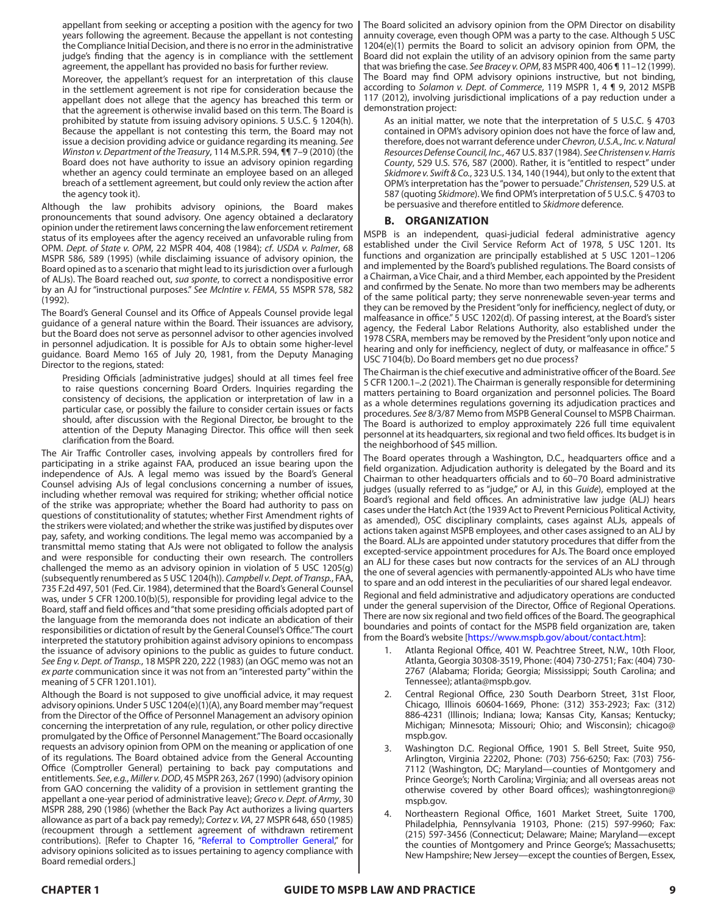appellant from seeking or accepting a position with the agency for two years following the agreement. Because the appellant is not contesting the Compliance Initial Decision, and there is no error in the administrative judge's finding that the agency is in compliance with the settlement agreement, the appellant has provided no basis for further review.

> Moreover, the appellant's request for an interpretation of this clause in the settlement agreement is not ripe for consideration because the appellant does not allege that the agency has breached this term or that the agreement is otherwise invalid based on this term. The Board is prohibited by statute from issuing advisory opinions. 5 U.S.C. § 1204(h). Because the appellant is not contesting this term, the Board may not issue a decision providing advice or guidance regarding its meaning. *See Winston v. Department of the Treasury*, 114 M.S.P.R. 594, ¶¶ 7–9 (2010) (the Board does not have authority to issue an advisory opinion regarding whether an agency could terminate an employee based on an alleged breach of a settlement agreement, but could only review the action after the agency took it).

Although the law prohibits advisory opinions, the Board makes pronouncements that sound advisory. One agency obtained a declaratory opinion under the retirement laws concerning the law enforcement retirement status of its employees after the agency received an unfavorable ruling from OPM. *Dept. of State v. OPM*, 22 MSPR 404, 408 (1984); *cf. USDA v. Palmer*, 68 MSPR 586, 589 (1995) (while disclaiming issuance of advisory opinion, the Board opined as to a scenario that might lead to its jurisdiction over a furlough of ALJs). The Board reached out, *sua sponte*, to correct a nondispositive error by an AJ for "instructional purposes." *See McIntire v. FEMA*, 55 MSPR 578, 582 (1992).

The Board's General Counsel and its Office of Appeals Counsel provide legal guidance of a general nature within the Board. Their issuances are advisory, but the Board does not serve as personnel advisor to other agencies involved in personnel adjudication. It is possible for AJs to obtain some higher-level guidance. Board Memo 165 of July 20, 1981, from the Deputy Managing Director to the regions, stated:

> Presiding Officials [administrative judges] should at all times feel free to raise questions concerning Board Orders. Inquiries regarding the consistency of decisions, the application or interpretation of law in a particular case, or possibly the failure to consider certain issues or facts should, after discussion with the Regional Director, be brought to the attention of the Deputy Managing Director. This office will then seek clarification from the Board.

The Air Traffic Controller cases, involving appeals by controllers fired for participating in a strike against FAA, produced an issue bearing upon the independence of AJs. A legal memo was issued by the Board's General Counsel advising AJs of legal conclusions concerning a number of issues, including whether removal was required for striking; whether official notice of the strike was appropriate; whether the Board had authority to pass on questions of constitutionality of statutes; whether First Amendment rights of the strikers were violated; and whether the strike was justified by disputes over pay, safety, and working conditions. The legal memo was accompanied by a transmittal memo stating that AJs were not obligated to follow the analysis and were responsible for conducting their own research. The controllers challenged the memo as an advisory opinion in violation of 5 USC 1205(g) (subsequently renumbered as 5 USC 1204(h)). *Campbell v. Dept. of Transp.*, FAA, 735 F.2d 497, 501 (Fed. Cir. 1984), determined that the Board's General Counsel was, under 5 CFR 1200.10(b)(5), responsible for providing legal advice to the Board, staff and field offices and "that some presiding officials adopted part of the language from the memoranda does not indicate an abdication of their responsibilities or dictation of result by the General Counsel's Office." The court interpreted the statutory prohibition against advisory opinions to encompass the issuance of advisory opinions to the public as guides to future conduct. *See Eng v. Dept. of Transp.*, 18 MSPR 220, 222 (1983) (an OGC memo was not an *ex parte* communication since it was not from an "interested party" within the meaning of 5 CFR 1201.101).

Although the Board is not supposed to give unofficial advice, it may request advisory opinions. Under 5 USC 1204(e)(1)(A), any Board member may "request from the Director of the Office of Personnel Management an advisory opinion concerning the interpretation of any rule, regulation, or other policy directive promulgated by the Office of Personnel Management." The Board occasionally requests an advisory opinion from OPM on the meaning or application of one of its regulations. The Board obtained advice from the General Accounting Office (Comptroller General) pertaining to back pay computations and entitlements. *See*, *e.g.*, *Miller v. DOD*, 45 MSPR 263, 267 (1990) (advisory opinion from GAO concerning the validity of a provision in settlement granting the appellant a one-year period of administrative leave); *Greco v. Dept. of Army*, 30 MSPR 288, 290 (1986) (whether the Back Pay Act authorizes a living quarters allowance as part of a back pay remedy); *Cortez v. VA*, 27 MSPR 648, 650 (1985) (recoupment through a settlement agreement of withdrawn retirement contributions). [Refer to Chapter 16, "Referral to Comptroller General," for advisory opinions solicited as to issues pertaining to agency compliance with Board remedial orders.]

The Board solicited an advisory opinion from the OPM Director on disability annuity coverage, even though OPM was a party to the case. Although 5 USC 1204(e)(1) permits the Board to solicit an advisory opinion from OPM, the Board did not explain the utility of an advisory opinion from the same party that was briefing the case. *See Bracey v. OPM*, 83 MSPR 400, 406 ¶ 11–12 (1999). The Board may find OPM advisory opinions instructive, but not binding, according to *Solamon v. Dept. of Commerce*, 119 MSPR 1, 4 ¶ 9, 2012 MSPB 117 (2012), involving jurisdictional implications of a pay reduction under a demonstration project:

> As an initial matter, we note that the interpretation of 5 U.S.C. § 4703 contained in OPM's advisory opinion does not have the force of law and, therefore, does not warrant deference under *Chevron, U.S.A., Inc. v. Natural Resources Defense Council, Inc.*, 467 U.S. 837 (1984). *See Christensen v. Harris County*, 529 U.S. 576, 587 (2000). Rather, it is "entitled to respect" under *Skidmore v. Swift & Co.*, 323 U.S. 134, 140 (1944), but only to the extent that OPM's interpretation has the "power to persuade." *Christensen*, 529 U.S. at 587 (quoting *Skidmore*). We find OPM's interpretation of 5 U.S.C. § 4703 to be persuasive and therefore entitled to *Skidmore* deference.

## B. ORGANIZATION

MSPB is an independent, quasi-judicial federal administrative agency established under the Civil Service Reform Act of 1978, 5 USC 1201. Its functions and organization are principally established at 5 USC 1201–1206 and implemented by the Board's published regulations. The Board consists of a Chairman, a Vice Chair, and a third Member, each appointed by the President and confirmed by the Senate. No more than two members may be adherents of the same political party; they serve nonrenewable seven-year terms and they can be removed by the President "only for inefficiency, neglect of duty, or malfeasance in office." 5 USC 1202(d). Of passing interest, at the Board's sister agency, the Federal Labor Relations Authority, also established under the 1978 CSRA, members may be removed by the President "only upon notice and hearing and only for inefficiency, neglect of duty, or malfeasance in office." 5 USC 7104(b). Do Board members get no due process?

The Chairman is the chief executive and administrative officer of the Board. *See* 5 CFR 1200.1–.2 (2021). The Chairman is generally responsible for determining matters pertaining to Board organization and personnel policies. The Board as a whole determines regulations governing its adjudication practices and procedures. *See* 8/3/87 Memo from MSPB General Counsel to MSPB Chairman. The Board is authorized to employ approximately 226 full time equivalent personnel at its headquarters, six regional and two field offices. Its budget is in the neighborhood of $45 million.

The Board operates through a Washington, D.C., headquarters office and a field organization. Adjudication authority is delegated by the Board and its Chairman to other headquarters officials and to 60–70 Board administrative judges (usually referred to as "judge," or AJ, in this *Guide*), employed at the Board's regional and field offices. An administrative law judge (ALJ) hears cases under the Hatch Act (the 1939 Act to Prevent Pernicious Political Activity, as amended), OSC disciplinary complaints, cases against ALJs, appeals of actions taken against MSPB employees, and other cases assigned to an ALJ by the Board. ALJs are appointed under statutory procedures that differ from the excepted-service appointment procedures for AJs. The Board once employed an ALJ for these cases but now contracts for the services of an ALJ through the one of several agencies with permanently-appointed ALJs who have time to spare and an odd interest in the peculiarities of our shared legal endeavor.

Regional and field administrative and adjudicatory operations are conducted under the general supervision of the Director, Office of Regional Operations. There are now six regional and two field offices of the Board. The geographical boundaries and points of contact for the MSPB field organization are, taken from the Board's website [https://www.mspb.gov/about/contact.htm]:

1. Atlanta Regional Office, 401 W. Peachtree Street, N.W., 10th Floor, Atlanta, Georgia 30308-3519, Phone: (404) 730-2751; Fax: (404) 730-2767 (Alabama; Florida; Georgia; Mississippi; South Carolina; and Tennessee); atlanta@mspb.gov.
2. Central Regional Office, 230 South Dearborn Street, 31st Floor, Chicago, Illinois 60604-1669, Phone: (312) 353-2923; Fax: (312) 886-4231 (Illinois; Indiana; Iowa; Kansas City, Kansas; Kentucky; Michigan; Minnesota; Missouri; Ohio; and Wisconsin); chicago@mspb.gov.
3. Washington D.C. Regional Office, 1901 S. Bell Street, Suite 950, Arlington, Virginia 22202, Phone: (703) 756-6250; Fax: (703) 756-7112 (Washington, DC; Maryland—counties of Montgomery and Prince George's; North Carolina; Virginia; and all overseas areas not otherwise covered by other Board offices); washingtonregion@mspb.gov.
4. Northeastern Regional Office, 1601 Market Street, Suite 1700, Philadelphia, Pennsylvania 19103, Phone: (215) 597-9960; Fax: (215) 597-3456 (Connecticut; Delaware; Maine; Maryland—except the counties of Montgomery and Prince George's; Massachusetts; New Hampshire; New Jersey—except the counties of Bergen, Essex,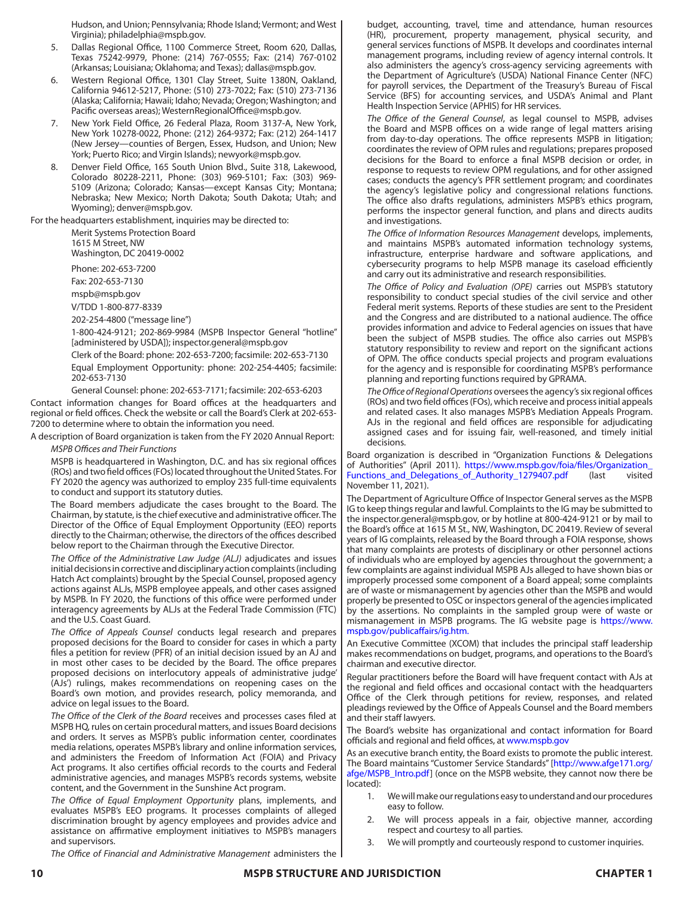Hudson, and Union; Pennsylvania; Rhode Island; Vermont; and West Virginia); philadelphia@mspb.gov.

5. Dallas Regional Office, 1100 Commerce Street, Room 620, Dallas, Texas 75242-9979, Phone: (214) 767-0555; Fax: (214) 767-0102 (Arkansas; Louisiana; Oklahoma; and Texas); dallas@mspb.gov.
6. Western Regional Office, 1301 Clay Street, Suite 1380N, Oakland, California 94612-5217, Phone: (510) 273-7022; Fax: (510) 273-7136 (Alaska; California; Hawaii; Idaho; Nevada; Oregon; Washington; and Pacific overseas areas); WesternRegionalOffice@mspb.gov.
7. New York Field Office, 26 Federal Plaza, Room 3137-A, New York, New York 10278-0022, Phone: (212) 264-9372; Fax: (212) 264-1417 (New Jersey—counties of Bergen, Essex, Hudson, and Union; New York; Puerto Rico; and Virgin Islands); newyork@mspb.gov.
8. Denver Field Office, 165 South Union Blvd., Suite 318, Lakewood, Colorado 80228-2211, Phone: (303) 969-5101; Fax: (303) 969-5109 (Arizona; Colorado; Kansas—except Kansas City; Montana; Nebraska; New Mexico; North Dakota; South Dakota; Utah; and Wyoming); denver@mspb.gov.

For the headquarters establishment, inquiries may be directed to:

Merit Systems Protection Board
1615 M Street, NW
Washington, DC 20419-0002

Phone: 202-653-7200

Fax: 202-653-7130

mspb@mspb.gov

V/TDD 1-800-877-8339

202-254-4800 ("message line")

1-800-424-9121; 202-869-9984 (MSPB Inspector General "hotline" [administered by USDA]); inspector.general@mspb.gov

Clerk of the Board: phone: 202-653-7200; facsimile: 202-653-7130

Equal Employment Opportunity: phone: 202-254-4405; facsimile: 202-653-7130

General Counsel: phone: 202-653-7171; facsimile: 202-653-6203

Contact information changes for Board offices at the headquarters and regional or field offices. Check the website or call the Board's Clerk at 202-653-7200 to determine where to obtain the information you need.

A description of Board organization is taken from the FY 2020 Annual Report:

*MSPB Offices and Their Functions*

MSPB is headquartered in Washington, D.C. and has six regional offices (ROs) and two field offices (FOs) located throughout the United States. For FY 2020 the agency was authorized to employ 235 full-time equivalents to conduct and support its statutory duties.

The Board members adjudicate the cases brought to the Board. The Chairman, by statute, is the chief executive and administrative officer. The Director of the Office of Equal Employment Opportunity (EEO) reports directly to the Chairman; otherwise, the directors of the offices described below report to the Chairman through the Executive Director.

*The Office of the Administrative Law Judge (ALJ)* adjudicates and issues initial decisions in corrective and disciplinary action complaints (including Hatch Act complaints) brought by the Special Counsel, proposed agency actions against ALJs, MSPB employee appeals, and other cases assigned by MSPB. In FY 2020, the functions of this office were performed under interagency agreements by ALJs at the Federal Trade Commission (FTC) and the U.S. Coast Guard.

*The Office of Appeals Counsel* conducts legal research and prepares proposed decisions for the Board to consider for cases in which a party files a petition for review (PFR) of an initial decision issued by an AJ and in most other cases to be decided by the Board. The office prepares proposed decisions on interlocutory appeals of administrative judge' (AJs') rulings, makes recommendations on reopening cases on the Board's own motion, and provides research, policy memoranda, and advice on legal issues to the Board.

*The Office of the Clerk of the Board* receives and processes cases filed at MSPB HQ, rules on certain procedural matters, and issues Board decisions and orders. It serves as MSPB's public information center, coordinates media relations, operates MSPB's library and online information services, and administers the Freedom of Information Act (FOIA) and Privacy Act programs. It also certifies official records to the courts and Federal administrative agencies, and manages MSPB's records systems, website content, and the Government in the Sunshine Act program.

*The Office of Equal Employment Opportunity* plans, implements, and evaluates MSPB's EEO programs. It processes complaints of alleged discrimination brought by agency employees and provides advice and assistance on affirmative employment initiatives to MSPB's managers and supervisors.

*The Office of Financial and Administrative Management* administers the budget, accounting, travel, time and attendance, human resources (HR), procurement, property management, physical security, and general services functions of MSPB. It develops and coordinates internal management programs, including review of agency internal controls. It also administers the agency's cross-agency servicing agreements with the Department of Agriculture's (USDA) National Finance Center (NFC) for payroll services, the Department of the Treasury's Bureau of Fiscal Service (BFS) for accounting services, and USDA's Animal and Plant Health Inspection Service (APHIS) for HR services.

*The Office of the General Counsel*, as legal counsel to MSPB, advises the Board and MSPB offices on a wide range of legal matters arising from day-to-day operations. The office represents MSPB in litigation; coordinates the review of OPM rules and regulations; prepares proposed decisions for the Board to enforce a final MSPB decision or order, in response to requests to review OPM regulations, and for other assigned cases; conducts the agency's PFR settlement program; and coordinates the agency's legislative policy and congressional relations functions. The office also drafts regulations, administers MSPB's ethics program, performs the inspector general function, and plans and directs audits and investigations.

*The Office of Information Resources Management* develops, implements, and maintains MSPB's automated information technology systems, infrastructure, enterprise hardware and software applications, and cybersecurity programs to help MSPB manage its caseload efficiently and carry out its administrative and research responsibilities.

*The Office of Policy and Evaluation (OPE)* carries out MSPB's statutory responsibility to conduct special studies of the civil service and other Federal merit systems. Reports of these studies are sent to the President and the Congress and are distributed to a national audience. The office provides information and advice to Federal agencies on issues that have been the subject of MSPB studies. The office also carries out MSPB's statutory responsibility to review and report on the significant actions of OPM. The office conducts special projects and program evaluations for the agency and is responsible for coordinating MSPB's performance planning and reporting functions required by GPRAMA.

*The Office of Regional Operations* oversees the agency's six regional offices (ROs) and two field offices (FOs), which receive and process initial appeals and related cases. It also manages MSPB's Mediation Appeals Program. AJs in the regional and field offices are responsible for adjudicating assigned cases and for issuing fair, well-reasoned, and timely initial decisions.

Board organization is described in "Organization Functions & Delegations of Authorities" (April 2011). https://www.mspb.gov/foia/files/Organization_Functions_and_Delegations_of_Authority_1279407.pdf (last visited November 11, 2021).

The Department of Agriculture Office of Inspector General serves as the MSPB IG to keep things regular and lawful. Complaints to the IG may be submitted to the inspector.general@mspb.gov, or by hotline at 800-424-9121 or by mail to the Board's office at 1615 M St., NW, Washington, DC 20419. Review of several years of IG complaints, released by the Board through a FOIA response, shows that many complaints are protests of disciplinary or other personnel actions of individuals who are employed by agencies throughout the government; a few complaints are against individual MSPB AJs alleged to have shown bias or improperly processed some component of a Board appeal; some complaints are of waste or mismanagement by agencies other than the MSPB and would properly be presented to OSC or inspectors general of the agencies implicated by the assertions. No complaints in the sampled group were of waste or mismanagement in MSPB programs. The IG website page is https://www.mspb.gov/publicaffairs/ig.htm.

An Executive Committee (XCOM) that includes the principal staff leadership makes recommendations on budget, programs, and operations to the Board's chairman and executive director.

Regular practitioners before the Board will have frequent contact with AJs at the regional and field offices and occasional contact with the headquarters Office of the Clerk through petitions for review, responses, and related pleadings reviewed by the Office of Appeals Counsel and the Board members and their staff lawyers.

The Board's website has organizational and contact information for Board officials and regional and field offices, at www.mspb.gov

As an executive branch entity, the Board exists to promote the public interest. The Board maintains "Customer Service Standards" [http://www.afge171.org/afge/MSPB_Intro.pdf] (once on the MSPB website, they cannot now there be located):

1. We will make our regulations easy to understand and our procedures easy to follow.
2. We will process appeals in a fair, objective manner, according respect and courtesy to all parties.
3. We will promptly and courteously respond to customer inquiries.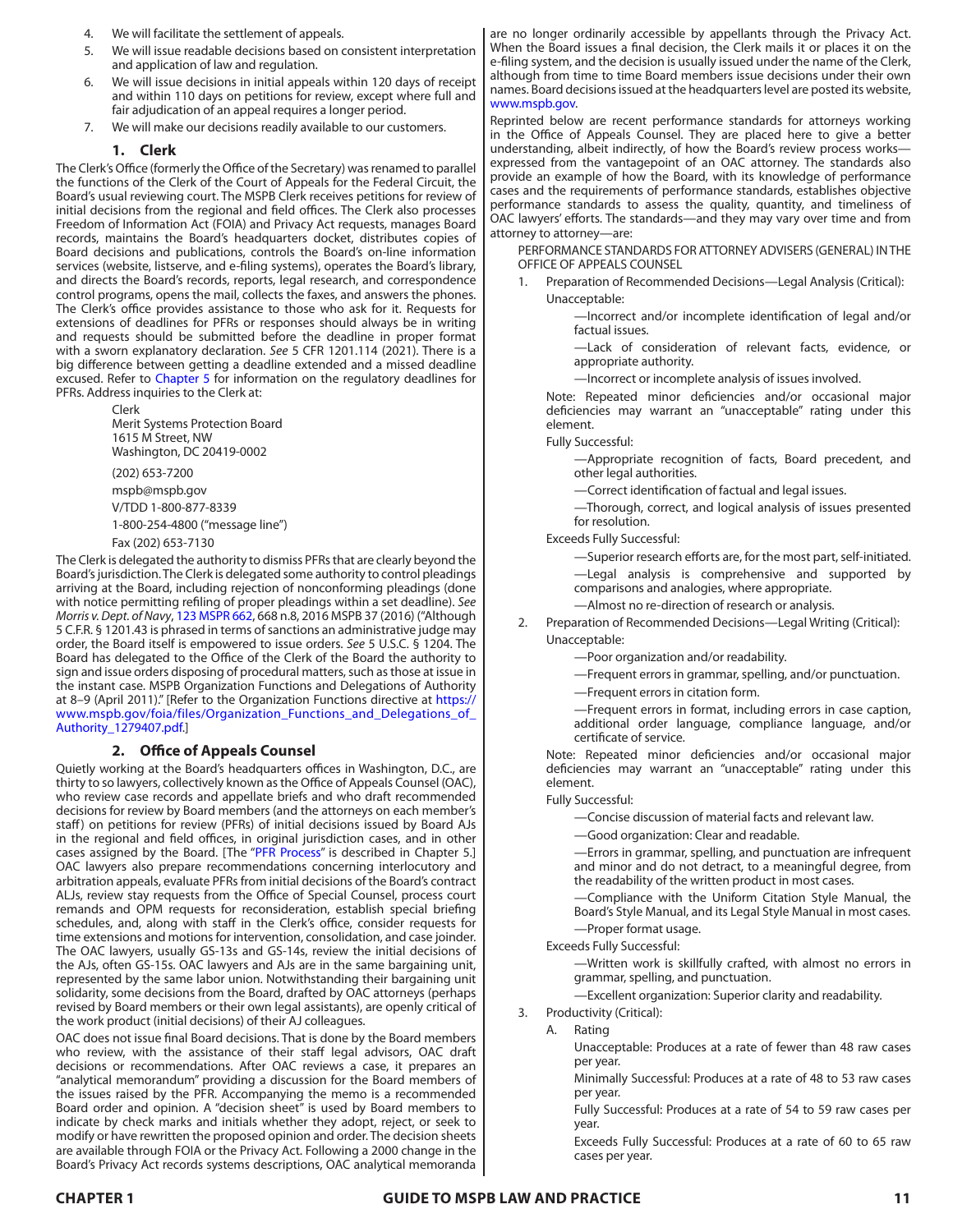4. We will facilitate the settlement of appeals.
5. We will issue readable decisions based on consistent interpretation and application of law and regulation.
6. We will issue decisions in initial appeals within 120 days of receipt and within 110 days on petitions for review, except where full and fair adjudication of an appeal requires a longer period.
7. We will make our decisions readily available to our customers.

### 1. Clerk

The Clerk's Office (formerly the Office of the Secretary) was renamed to parallel the functions of the Clerk of the Court of Appeals for the Federal Circuit, the Board's usual reviewing court. The MSPB Clerk receives petitions for review of initial decisions from the regional and field offices. The Clerk also processes Freedom of Information Act (FOIA) and Privacy Act requests, manages Board records, maintains the Board's headquarters docket, distributes copies of Board decisions and publications, controls the Board's on-line information services (website, listserve, and e-filing systems), operates the Board's library, and directs the Board's records, reports, legal research, and correspondence control programs, opens the mail, collects the faxes, and answers the phones. The Clerk's office provides assistance to those who ask for it. Requests for extensions of deadlines for PFRs or responses should always be in writing and requests should be submitted before the deadline in proper format with a sworn explanatory declaration. *See* 5 CFR 1201.114 (2021). There is a big difference between getting a deadline extended and a missed deadline excused. Refer to Chapter 5 for information on the regulatory deadlines for PFRs. Address inquiries to the Clerk at:

Clerk
Merit Systems Protection Board
1615 M Street, NW
Washington, DC 20419-0002

(202) 653-7200
mspb@mspb.gov
V/TDD 1-800-877-8339
1-800-254-4800 ("message line")
Fax (202) 653-7130

The Clerk is delegated the authority to dismiss PFRs that are clearly beyond the Board's jurisdiction. The Clerk is delegated some authority to control pleadings arriving at the Board, including rejection of nonconforming pleadings (done with notice permitting refiling of proper pleadings within a set deadline). *See Morris v. Dept. of Navy*, 123 MSPR 662, 668 n.8, 2016 MSPB 37 (2016) ("Although 5 C.F.R. § 1201.43 is phrased in terms of sanctions an administrative judge may order, the Board itself is empowered to issue orders. *See* 5 U.S.C. § 1204. The Board has delegated to the Office of the Clerk of the Board the authority to sign and issue orders disposing of procedural matters, such as those at issue in the instant case. MSPB Organization Functions and Delegations of Authority at 8–9 (April 2011)." [Refer to the Organization Functions directive at https://www.mspb.gov/foia/files/Organization_Functions_and_Delegations_of_Authority_1279407.pdf.]

### 2. Office of Appeals Counsel

Quietly working at the Board's headquarters offices in Washington, D.C., are thirty to so lawyers, collectively known as the Office of Appeals Counsel (OAC), who review case records and appellate briefs and who draft recommended decisions for review by Board members (and the attorneys on each member's staff) on petitions for review (PFRs) of initial decisions issued by Board AJs in the regional and field offices, in original jurisdiction cases, and in other cases assigned by the Board. [The "PFR Process" is described in Chapter 5.] OAC lawyers also prepare recommendations concerning interlocutory and arbitration appeals, evaluate PFRs from initial decisions of the Board's contract ALJs, review stay requests from the Office of Special Counsel, process court remands and OPM requests for reconsideration, establish special briefing schedules, and, along with staff in the Clerk's office, consider requests for time extensions and motions for intervention, consolidation, and case joinder. The OAC lawyers, usually GS-13s and GS-14s, review the initial decisions of the AJs, often GS-15s. OAC lawyers and AJs are in the same bargaining unit, represented by the same labor union. Notwithstanding their bargaining unit solidarity, some decisions from the Board, drafted by OAC attorneys (perhaps revised by Board members or their own legal assistants), are openly critical of the work product (initial decisions) of their AJ colleagues.

OAC does not issue final Board decisions. That is done by the Board members who review, with the assistance of their staff legal advisors, OAC draft decisions or recommendations. After OAC reviews a case, it prepares an "analytical memorandum" providing a discussion for the Board members of the issues raised by the PFR. Accompanying the memo is a recommended Board order and opinion. A "decision sheet" is used by Board members to indicate by check marks and initials whether they adopt, reject, or seek to modify or have rewritten the proposed opinion and order. The decision sheets are available through FOIA or the Privacy Act. Following a 2000 change in the Board's Privacy Act records systems descriptions, OAC analytical memoranda are no longer ordinarily accessible by appellants through the Privacy Act. When the Board issues a final decision, the Clerk mails it or places it on the e-filing system, and the decision is usually issued under the name of the Clerk, although from time to time Board members issue decisions under their own names. Board decisions issued at the headquarters level are posted its website, www.mspb.gov.

Reprinted below are recent performance standards for attorneys working in the Office of Appeals Counsel. They are placed here to give a better understanding, albeit indirectly, of how the Board's review process works—expressed from the vantagepoint of an OAC attorney. The standards also provide an example of how the Board, with its knowledge of performance cases and the requirements of performance standards, establishes objective performance standards to assess the quality, quantity, and timeliness of OAC lawyers' efforts. The standards—and they may vary over time and from attorney to attorney—are:

PERFORMANCE STANDARDS FOR ATTORNEY ADVISERS (GENERAL) IN THE OFFICE OF APPEALS COUNSEL

1. Preparation of Recommended Decisions—Legal Analysis (Critical):

   Unacceptable:

   —Incorrect and/or incomplete identification of legal and/or factual issues.

   —Lack of consideration of relevant facts, evidence, or appropriate authority.

   —Incorrect or incomplete analysis of issues involved.

   Note: Repeated minor deficiencies and/or occasional major deficiencies may warrant an "unacceptable" rating under this element.

   Fully Successful:

   —Appropriate recognition of facts, Board precedent, and other legal authorities.

   —Correct identification of factual and legal issues.

   —Thorough, correct, and logical analysis of issues presented for resolution.

   Exceeds Fully Successful:

   —Superior research efforts are, for the most part, self-initiated.

   —Legal analysis is comprehensive and supported by comparisons and analogies, where appropriate.

   —Almost no re-direction of research or analysis.

2. Preparation of Recommended Decisions—Legal Writing (Critical):

   Unacceptable:

   —Poor organization and/or readability.

   —Frequent errors in grammar, spelling, and/or punctuation.

   —Frequent errors in citation form.

   —Frequent errors in format, including errors in case caption, additional order language, compliance language, and/or certificate of service.

   Note: Repeated minor deficiencies and/or occasional major deficiencies may warrant an "unacceptable" rating under this element.

   Fully Successful:

   —Concise discussion of material facts and relevant law.

   —Good organization: Clear and readable.

   —Errors in grammar, spelling, and punctuation are infrequent and minor and do not detract, to a meaningful degree, from the readability of the written product in most cases.

   —Compliance with the Uniform Citation Style Manual, the Board's Style Manual, and its Legal Style Manual in most cases.

   —Proper format usage.

   Exceeds Fully Successful:

   —Written work is skillfully crafted, with almost no errors in grammar, spelling, and punctuation.

   —Excellent organization: Superior clarity and readability.

3. Productivity (Critical):

   A. Rating

      Unacceptable: Produces at a rate of fewer than 48 raw cases per year.

      Minimally Successful: Produces at a rate of 48 to 53 raw cases per year.

      Fully Successful: Produces at a rate of 54 to 59 raw cases per year.

      Exceeds Fully Successful: Produces at a rate of 60 to 65 raw cases per year.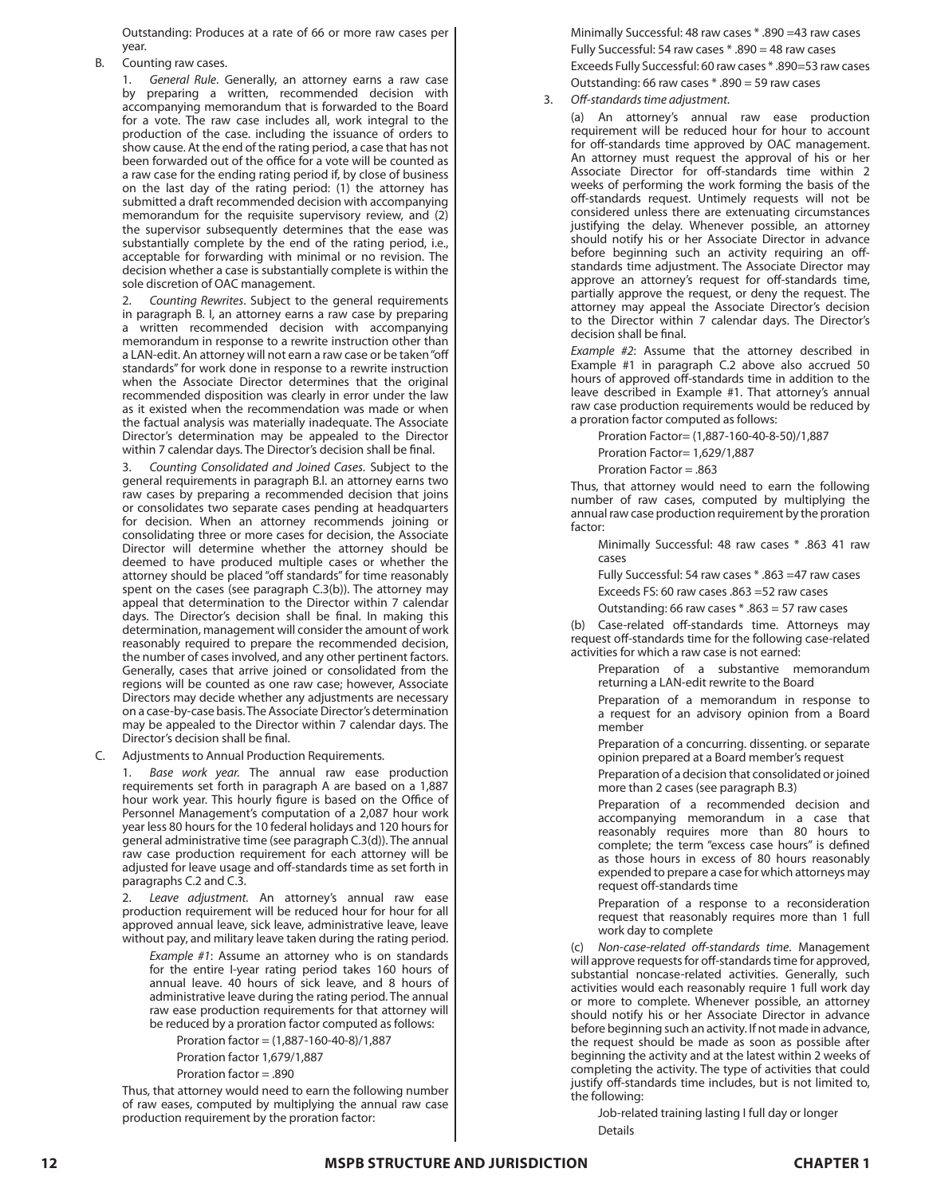Outstanding: Produces at a rate of 66 or more raw cases per year.

B. Counting raw cases.

1. *General Rule*. Generally, an attorney earns a raw case by preparing a written, recommended decision with accompanying memorandum that is forwarded to the Board for a vote. The raw case includes all, work integral to the production of the case. including the issuance of orders to show cause. At the end of the rating period, a case that has not been forwarded out of the office for a vote will be counted as a raw case for the ending rating period if, by close of business on the last day of the rating period: (1) the attorney has submitted a draft recommended decision with accompanying memorandum for the requisite supervisory review, and (2) the supervisor subsequently determines that the ease was substantially complete by the end of the rating period, i.e., acceptable for forwarding with minimal or no revision. The decision whether a case is substantially complete is within the sole discretion of OAC management.

2. *Counting Rewrites*. Subject to the general requirements in paragraph B. I, an attorney earns a raw case by preparing a written recommended decision with accompanying memorandum in response to a rewrite instruction other than a LAN-edit. An attorney will not earn a raw case or be taken "off standards" for work done in response to a rewrite instruction when the Associate Director determines that the original recommended disposition was clearly in error under the law as it existed when the recommendation was made or when the factual analysis was materially inadequate. The Associate Director's determination may be appealed to the Director within 7 calendar days. The Director's decision shall be final.

3. *Counting Consolidated and Joined Cases*. Subject to the general requirements in paragraph B.I. an attorney earns two raw cases by preparing a recommended decision that joins or consolidates two separate cases pending at headquarters for decision. When an attorney recommends joining or consolidating three or more cases for decision, the Associate Director will determine whether the attorney should be deemed to have produced multiple cases or whether the attorney should be placed "off standards" for time reasonably spent on the cases (see paragraph C.3(b)). The attorney may appeal that determination to the Director within 7 calendar days. The Director's decision shall be final. In making this determination, management will consider the amount of work reasonably required to prepare the recommended decision, the number of cases involved, and any other pertinent factors. Generally, cases that arrive joined or consolidated from the regions will be counted as one raw case; however, Associate Directors may decide whether any adjustments are necessary on a case-by-case basis. The Associate Director's determination may be appealed to the Director within 7 calendar days. The Director's decision shall be final.

C. Adjustments to Annual Production Requirements.

1. *Base work year*. The annual raw ease production requirements set forth in paragraph A are based on a 1,887 hour work year. This hourly figure is based on the Office of Personnel Management's computation of a 2,087 hour work year less 80 hours for the 10 federal holidays and 120 hours for general administrative time (see paragraph C.3(d)). The annual raw case production requirement for each attorney will be adjusted for leave usage and off-standards time as set forth in paragraphs C.2 and C.3.

2. *Leave adjustment*. An attorney's annual raw ease production requirement will be reduced hour for hour for all approved annual leave, sick leave, administrative leave, leave without pay, and military leave taken during the rating period.

*Example #1*: Assume an attorney who is on standards for the entire I-year rating period takes 160 hours of annual leave. 40 hours of sick leave, and 8 hours of administrative leave during the rating period. The annual raw ease production requirements for that attorney will be reduced by a proration factor computed as follows:

Proration factor = (1,887-160-40-8)/1,887

Proration factor 1,679/1,887

Proration factor = .890

Thus, that attorney would need to earn the following number of raw eases, computed by multiplying the annual raw case production requirement by the proration factor:

Minimally Successful: 48 raw cases * .890 =43 raw cases

Fully Successful: 54 raw cases * .890 = 48 raw cases

Exceeds Fully Successful: 60 raw cases * .890=53 raw cases

Outstanding: 66 raw cases * .890 = 59 raw cases

3. *Off-standards time adjustment*.

(a) An attorney's annual raw ease production requirement will be reduced hour for hour to account for off-standards time approved by OAC management. An attorney must request the approval of his or her Associate Director for off-standards time within 2 weeks of performing the work forming the basis of the off-standards request. Untimely requests will not be considered unless there are extenuating circumstances justifying the delay. Whenever possible, an attorney should notify his or her Associate Director in advance before beginning such an activity requiring an off-standards time adjustment. The Associate Director may approve an attorney's request for off-standards time, partially approve the request, or deny the request. The attorney may appeal the Associate Director's decision to the Director within 7 calendar days. The Director's decision shall be final.

*Example #2*: Assume that the attorney described in Example #1 in paragraph C.2 above also accrued 50 hours of approved off-standards time in addition to the leave described in Example #1. That attorney's annual raw case production requirements would be reduced by a proration factor computed as follows:

Proration Factor= (1,887-160-40-8-50)/1,887

Proration Factor= 1,629/1,887

Proration Factor = .863

Thus, that attorney would need to earn the following number of raw cases, computed by multiplying the annual raw case production requirement by the proration factor:

Minimally Successful: 48 raw cases * .863 41 raw cases

Fully Successful: 54 raw cases * .863 =47 raw cases

Exceeds FS: 60 raw cases .863 =52 raw cases

Outstanding: 66 raw cases * .863 = 57 raw cases

(b) Case-related off-standards time. Attorneys may request off-standards time for the following case-related activities for which a raw case is not earned:

Preparation of a substantive memorandum returning a LAN-edit rewrite to the Board

Preparation of a memorandum in response to a request for an advisory opinion from a Board member

Preparation of a concurring. dissenting. or separate opinion prepared at a Board member's request

Preparation of a decision that consolidated or joined more than 2 cases (see paragraph B.3)

Preparation of a recommended decision and accompanying memorandum in a case that reasonably requires more than 80 hours to complete; the term "excess case hours" is defined as those hours in excess of 80 hours reasonably expended to prepare a case for which attorneys may request off-standards time

Preparation of a response to a reconsideration request that reasonably requires more than 1 full work day to complete

(c) *Non-case-related off-standards time*. Management will approve requests for off-standards time for approved, substantial noncase-related activities. Generally, such activities would each reasonably require 1 full work day or more to complete. Whenever possible, an attorney should notify his or her Associate Director in advance before beginning such an activity. If not made in advance, the request should be made as soon as possible after beginning the activity and at the latest within 2 weeks of completing the activity. The type of activities that could justify off-standards time includes, but is not limited to, the following:

Job-related training lasting I full day or longer

Details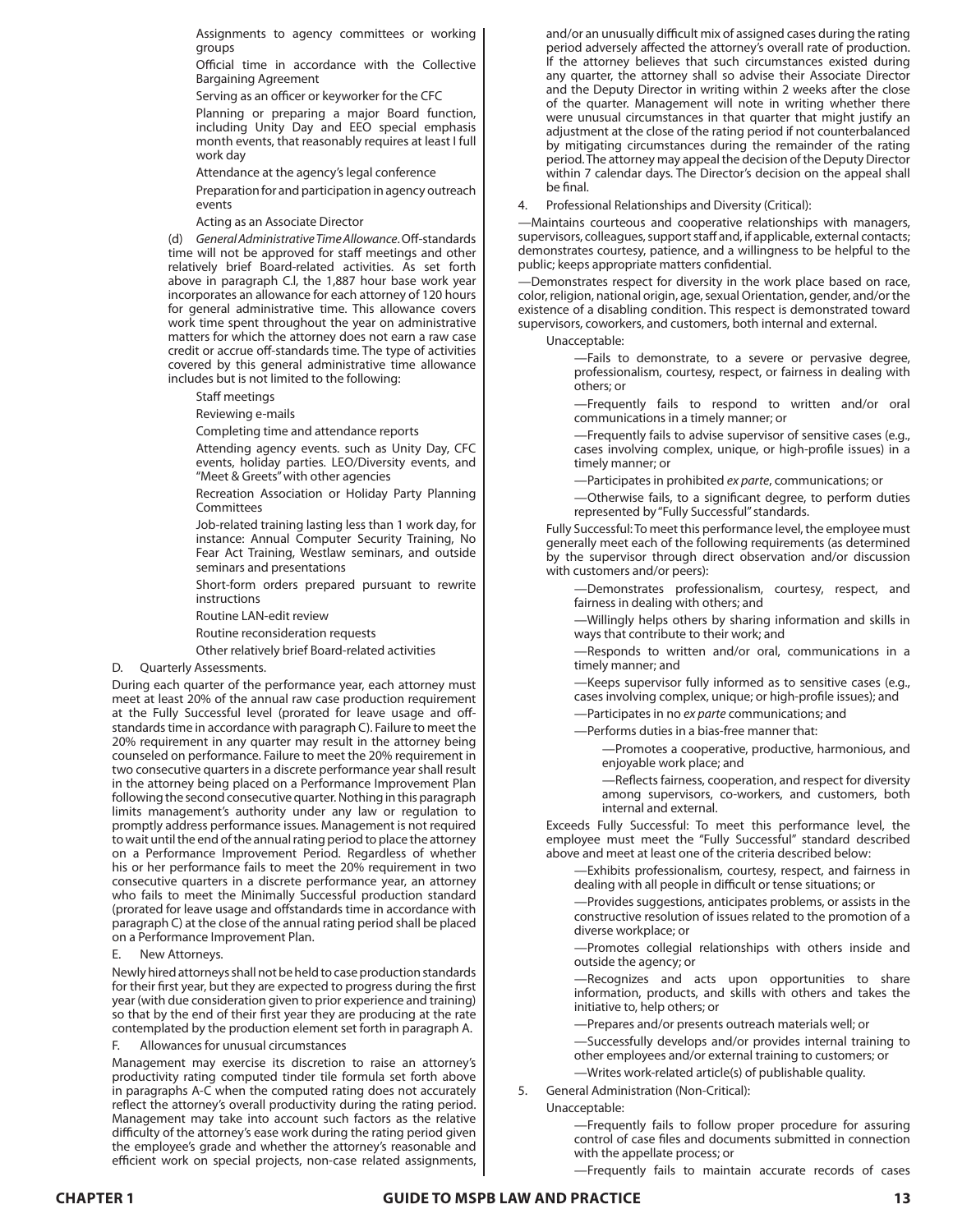Assignments to agency committees or working groups

Official time in accordance with the Collective Bargaining Agreement

Serving as an officer or keyworker for the CFC

Planning or preparing a major Board function, including Unity Day and EEO special emphasis month events, that reasonably requires at least I full work day

Attendance at the agency's legal conference

Preparation for and participation in agency outreach events

Acting as an Associate Director

(d) *General Administrative Time Allowance*. Off-standards time will not be approved for staff meetings and other relatively brief Board-related activities. As set forth above in paragraph C.l, the 1,887 hour base work year incorporates an allowance for each attorney of 120 hours for general administrative time. This allowance covers work time spent throughout the year on administrative matters for which the attorney does not earn a raw case credit or accrue off-standards time. The type of activities covered by this general administrative time allowance includes but is not limited to the following:

Staff meetings

Reviewing e-mails

Completing time and attendance reports

Attending agency events. such as Unity Day, CFC events, holiday parties. LEO/Diversity events, and "Meet & Greets" with other agencies

Recreation Association or Holiday Party Planning Committees

Job-related training lasting less than 1 work day, for instance: Annual Computer Security Training, No Fear Act Training, Westlaw seminars, and outside seminars and presentations

Short-form orders prepared pursuant to rewrite instructions

Routine LAN-edit review

Routine reconsideration requests

Other relatively brief Board-related activities

D. Quarterly Assessments.

During each quarter of the performance year, each attorney must meet at least 20% of the annual raw case production requirement at the Fully Successful level (prorated for leave usage and off-standards time in accordance with paragraph C). Failure to meet the 20% requirement in any quarter may result in the attorney being counseled on performance. Failure to meet the 20% requirement in two consecutive quarters in a discrete performance year shall result in the attorney being placed on a Performance Improvement Plan following the second consecutive quarter. Nothing in this paragraph limits management's authority under any law or regulation to promptly address performance issues. Management is not required to wait until the end of the annual rating period to place the attorney on a Performance Improvement Period. Regardless of whether his or her performance fails to meet the 20% requirement in two consecutive quarters in a discrete performance year, an attorney who fails to meet the Minimally Successful production standard (prorated for leave usage and offstandards time in accordance with paragraph C) at the close of the annual rating period shall be placed on a Performance Improvement Plan.

E. New Attorneys.

Newly hired attorneys shall not be held to case production standards for their first year, but they are expected to progress during the first year (with due consideration given to prior experience and training) so that by the end of their first year they are producing at the rate contemplated by the production element set forth in paragraph A.

F. Allowances for unusual circumstances

Management may exercise its discretion to raise an attorney's productivity rating computed tinder tile formula set forth above in paragraphs A-C when the computed rating does not accurately reflect the attorney's overall productivity during the rating period. Management may take into account such factors as the relative difficulty of the attorney's ease work during the rating period given the employee's grade and whether the attorney's reasonable and efficient work on special projects, non-case related assignments, and/or an unusually difficult mix of assigned cases during the rating period adversely affected the attorney's overall rate of production. If the attorney believes that such circumstances existed during any quarter, the attorney shall so advise their Associate Director and the Deputy Director in writing within 2 weeks after the close of the quarter. Management will note in writing whether there were unusual circumstances in that quarter that might justify an adjustment at the close of the rating period if not counterbalanced by mitigating circumstances during the remainder of the rating period. The attorney may appeal the decision of the Deputy Director within 7 calendar days. The Director's decision on the appeal shall be final.

4. Professional Relationships and Diversity (Critical):

—Maintains courteous and cooperative relationships with managers, supervisors, colleagues, support staff and, if applicable, external contacts; demonstrates courtesy, patience, and a willingness to be helpful to the public; keeps appropriate matters confidential.

—Demonstrates respect for diversity in the work place based on race, color, religion, national origin, age, sexual Orientation, gender, and/or the existence of a disabling condition. This respect is demonstrated toward supervisors, coworkers, and customers, both internal and external.

Unacceptable:

—Fails to demonstrate, to a severe or pervasive degree, professionalism, courtesy, respect, or fairness in dealing with others; or

—Frequently fails to respond to written and/or oral communications in a timely manner; or

—Frequently fails to advise supervisor of sensitive cases (e.g., cases involving complex, unique, or high-profile issues) in a timely manner; or

—Participates in prohibited *ex parte*, communications; or

—Otherwise fails, to a significant degree, to perform duties represented by "Fully Successful" standards.

Fully Successful: To meet this performance level, the employee must generally meet each of the following requirements (as determined by the supervisor through direct observation and/or discussion with customers and/or peers):

—Demonstrates professionalism, courtesy, respect, and fairness in dealing with others; and

—Willingly helps others by sharing information and skills in ways that contribute to their work; and

—Responds to written and/or oral, communications in a timely manner; and

—Keeps supervisor fully informed as to sensitive cases (e.g., cases involving complex, unique, or high-profile issues); and

—Participates in no *ex parte* communications; and

—Performs duties in a bias-free manner that:

—Promotes a cooperative, productive, harmonious, and enjoyable work place; and

—Reflects fairness, cooperation, and respect for diversity among supervisors, co-workers, and customers, both internal and external.

Exceeds Fully Successful: To meet this performance level, the employee must meet the "Fully Successful" standard described above and meet at least one of the criteria described below:

—Exhibits professionalism, courtesy, respect, and fairness in dealing with all people in difficult or tense situations; or

—Provides suggestions, anticipates problems, or assists in the constructive resolution of issues related to the promotion of a diverse workplace; or

—Promotes collegial relationships with others inside and outside the agency; or

—Recognizes and acts upon opportunities to share information, products, and skills with others and takes the initiative to, help others; or

—Prepares and/or presents outreach materials well; or

—Successfully develops and/or provides internal training to other employees and/or external training to customers; or

—Writes work-related article(s) of publishable quality.

5. General Administration (Non-Critical):

Unacceptable:

—Frequently fails to follow proper procedure for assuring control of case files and documents submitted in connection with the appellate process; or

—Frequently fails to maintain accurate records of cases